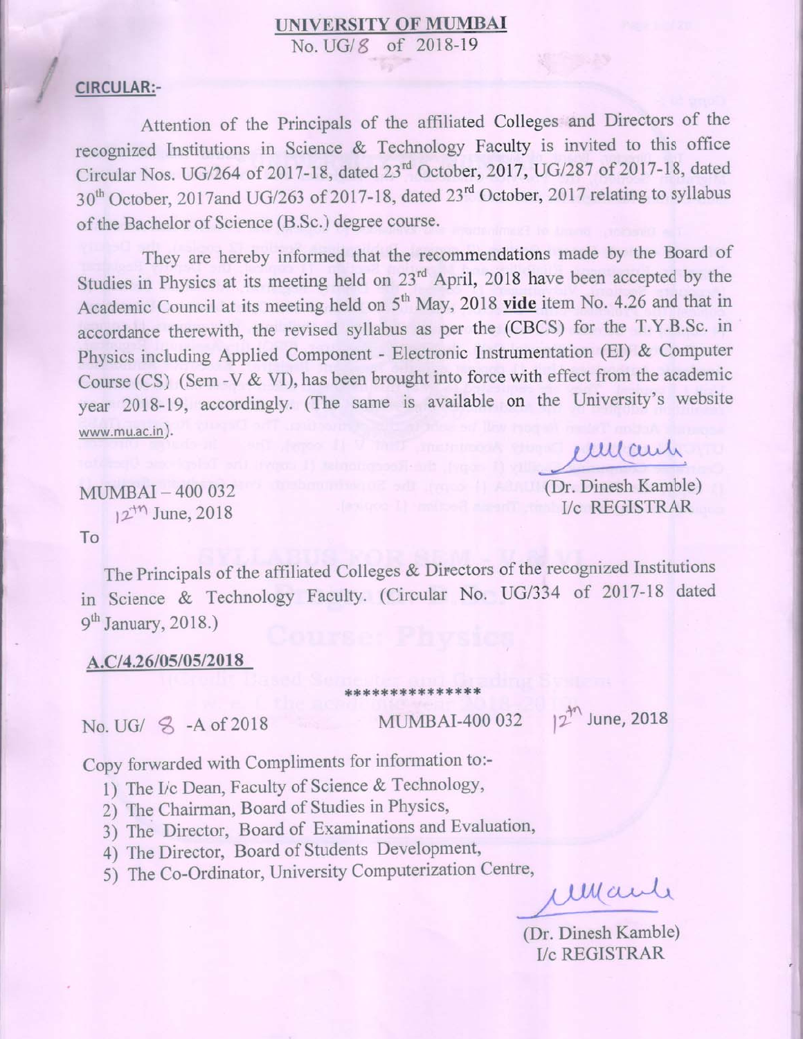**UNIVERSITY OF MUMBAI**
No. UG/8 of 2018-19

**CIRCULAR:-**

Attention of the Principals of the affiliated Colleges and Directors of the recognized Institutions in Science & Technology Faculty is invited to this office Circular Nos. UG/264 of 2017-18, dated 23rd October, 2017, UG/287 of 2017-18, dated 30th October, 2017and UG/263 of 2017-18, dated 23rd October, 2017 relating to syllabus of the Bachelor of Science (B.Sc.) degree course.

They are hereby informed that the recommendations made by the Board of Studies in Physics at its meeting held on 23rd April, 2018 have been accepted by the Academic Council at its meeting held on 5th May, 2018 **vide** item No. 4.26 and that in accordance therewith, the revised syllabus as per the (CBCS) for the T.Y.B.Sc. in Physics including Applied Component - Electronic Instrumentation (EI) & Computer Course (CS) (Sem - V & VI), has been brought into force with effect from the academic year 2018-19, accordingly. (The same is available on the University's website www.mu.ac.in).

MUMBAI – 400 032
12th June, 2018

(Dr. Dinesh Kamble)
I/c REGISTRAR

To

The Principals of the affiliated Colleges & Directors of the recognized Institutions in Science & Technology Faculty. (Circular No. UG/334 of 2017-18 dated 9th January, 2018.)

**A.C/4.26/05/05/2018**

***************

No. UG/ 8 -A of 2018 MUMBAI-400 032 12th June, 2018

Copy forwarded with Compliments for information to:-

1) The I/c Dean, Faculty of Science & Technology,
2) The Chairman, Board of Studies in Physics,
3) The Director, Board of Examinations and Evaluation,
4) The Director, Board of Students Development,
5) The Co-Ordinator, University Computerization Centre,

(Dr. Dinesh Kamble)
I/c REGISTRAR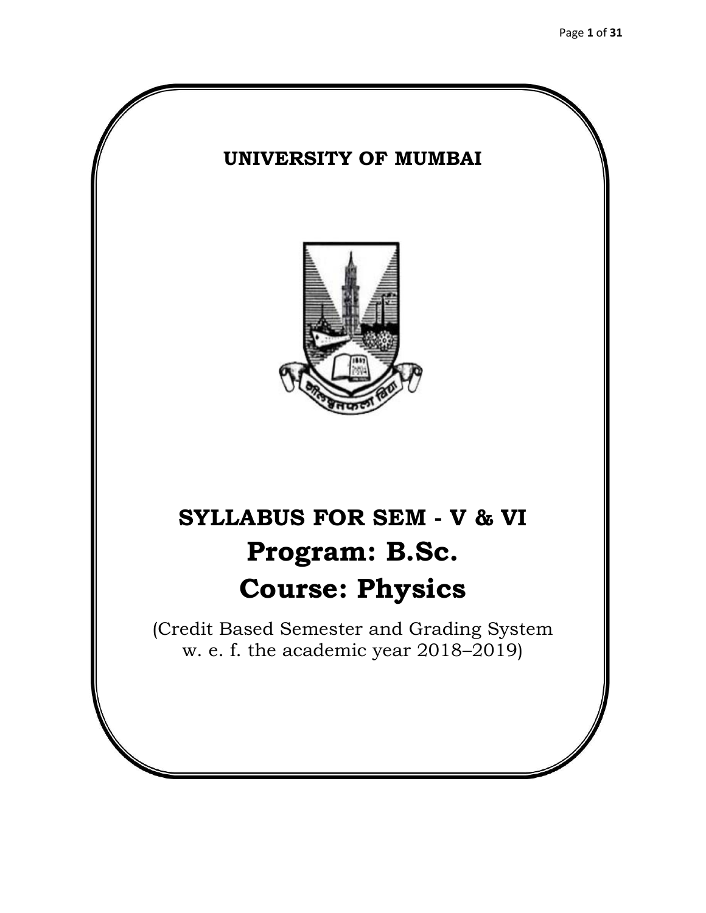# UNIVERSITY OF MUMBAI

# SYLLABUS FOR SEM - V & VI

# Program: B.Sc.

# Course: Physics

(Credit Based Semester and Grading System w. e. f. the academic year 2018–2019)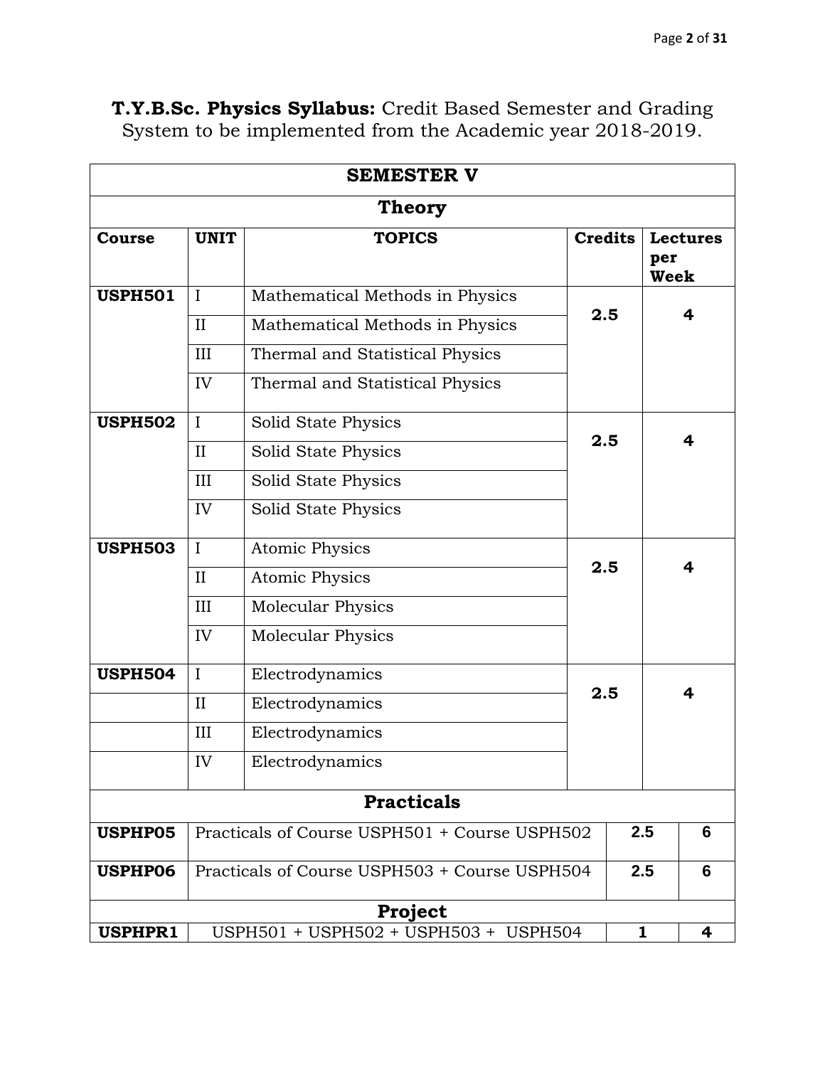**T.Y.B.Sc. Physics Syllabus:** Credit Based Semester and Grading System to be implemented from the Academic year 2018-2019.

| **SEMESTER V** | | | | |
|---|---|---|---|---|
| **Theory** | | | | |
| **Course** | **UNIT** | **TOPICS** | **Credits** | **Lectures per Week** |
| **USPH501** | I | Mathematical Methods in Physics | **2.5** | **4** |
| | II | Mathematical Methods in Physics | | |
| | III | Thermal and Statistical Physics | | |
| | IV | Thermal and Statistical Physics | | |
| **USPH502** | I | Solid State Physics | **2.5** | **4** |
| | II | Solid State Physics | | |
| | III | Solid State Physics | | |
| | IV | Solid State Physics | | |
| **USPH503** | I | Atomic Physics | **2.5** | **4** |
| | II | Atomic Physics | | |
| | III | Molecular Physics | | |
| | IV | Molecular Physics | | |
| **USPH504** | I | Electrodynamics | **2.5** | **4** |
| | II | Electrodynamics | | |
| | III | Electrodynamics | | |
| | IV | Electrodynamics | | |
| **Practicals** | | | | |
| **USPHP05** | Practicals of Course USPH501 + Course USPH502 | | **2.5** | **6** |
| **USPHP06** | Practicals of Course USPH503 + Course USPH504 | | **2.5** | **6** |
| **Project** | | | | |
| **USPHPR1** | USPH501 + USPH502 + USPH503 + USPH504 | | **1** | **4** |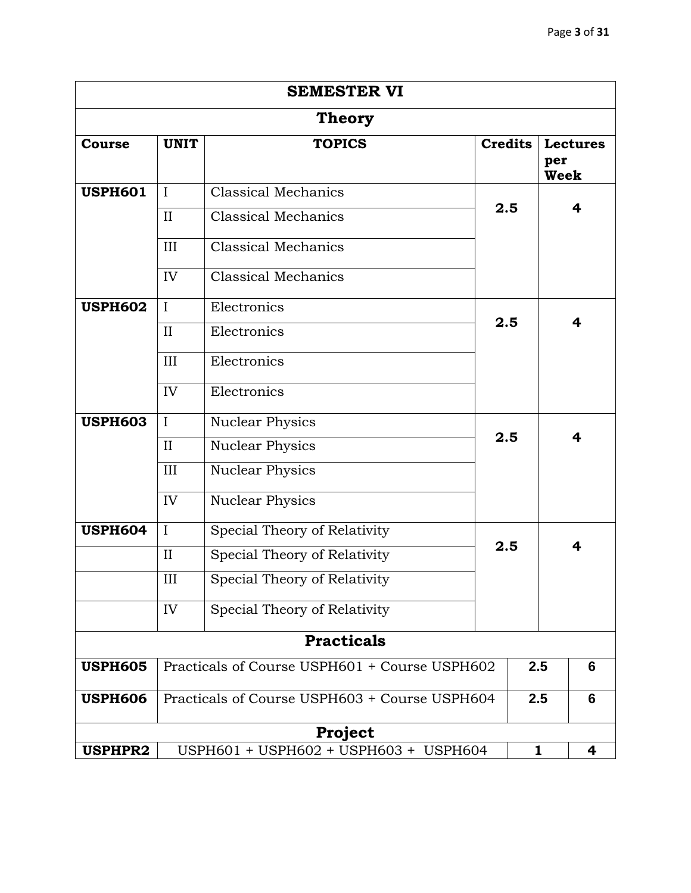| SEMESTER VI | | | | |
|---|---|---|---|---|
| **Theory** | | | | |
| **Course** | **UNIT** | **TOPICS** | **Credits** | **Lectures per Week** |
| **USPH601** | I | Classical Mechanics | **2.5** | **4** |
| | II | Classical Mechanics | | |
| | III | Classical Mechanics | | |
| | IV | Classical Mechanics | | |
| **USPH602** | I | Electronics | **2.5** | **4** |
| | II | Electronics | | |
| | III | Electronics | | |
| | IV | Electronics | | |
| **USPH603** | I | Nuclear Physics | **2.5** | **4** |
| | II | Nuclear Physics | | |
| | III | Nuclear Physics | | |
| | IV | Nuclear Physics | | |
| **USPH604** | I | Special Theory of Relativity | **2.5** | **4** |
| | II | Special Theory of Relativity | | |
| | III | Special Theory of Relativity | | |
| | IV | Special Theory of Relativity | | |
| **Practicals** | | | | |
| **USPH605** | Practicals of Course USPH601 + Course USPH602 | | **2.5** | **6** |
| **USPH606** | Practicals of Course USPH603 + Course USPH604 | | **2.5** | **6** |
| **Project** | | | | |
| **USPHPR2** | USPH601 + USPH602 + USPH603 + USPH604 | | **1** | **4** |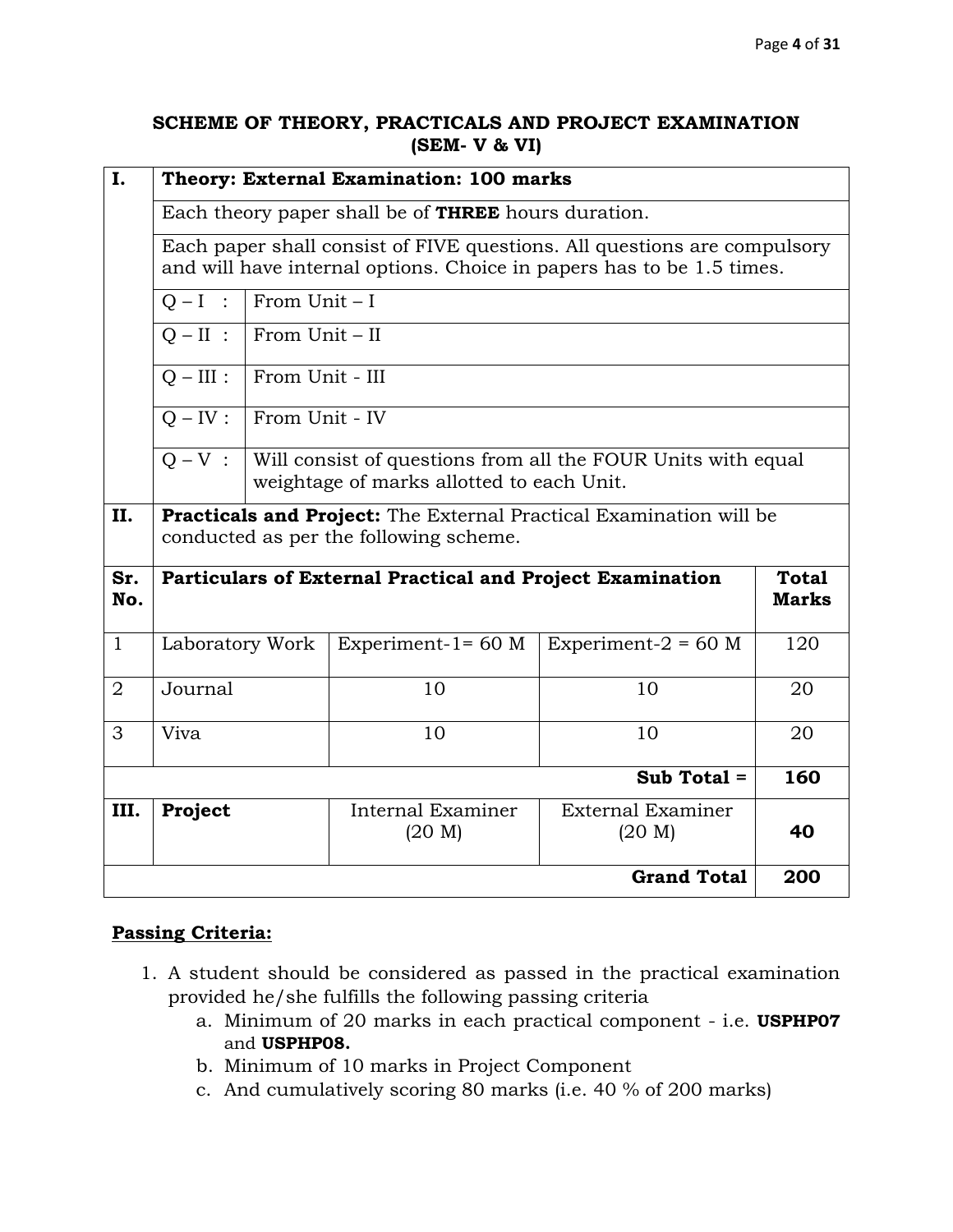## SCHEME OF THEORY, PRACTICALS AND PROJECT EXAMINATION (SEM- V & VI)

| I. | **Theory: External Examination: 100 marks** | | | |
|---|---|---|---|---|
| | Each theory paper shall be of **THREE** hours duration. | | | |
| | Each paper shall consist of FIVE questions. All questions are compulsory and will have internal options. Choice in papers has to be 1.5 times. | | | |
| | Q – I : | From Unit – I | | |
| | Q – II : | From Unit – II | | |
| | Q – III : | From Unit - III | | |
| | Q – IV : | From Unit - IV | | |
| | Q – V : | Will consist of questions from all the FOUR Units with equal weightage of marks allotted to each Unit. | | |
| II. | **Practicals and Project:** The External Practical Examination will be conducted as per the following scheme. | | | |
| **Sr. No.** | **Particulars of External Practical and Project Examination** | | | **Total Marks** |
| 1 | Laboratory Work | Experiment-1= 60 M | Experiment-2 = 60 M | 120 |
| 2 | Journal | 10 | 10 | 20 |
| 3 | Viva | 10 | 10 | 20 |
| | | | **Sub Total =** | **160** |
| **III.** | **Project** | Internal Examiner (20 M) | External Examiner (20 M) | **40** |
| | | | **Grand Total** | **200** |

**Passing Criteria:**

1. A student should be considered as passed in the practical examination provided he/she fulfills the following passing criteria
   a. Minimum of 20 marks in each practical component - i.e. **USPHP07** and **USPHP08.**
   b. Minimum of 10 marks in Project Component
   c. And cumulatively scoring 80 marks (i.e. 40 % of 200 marks)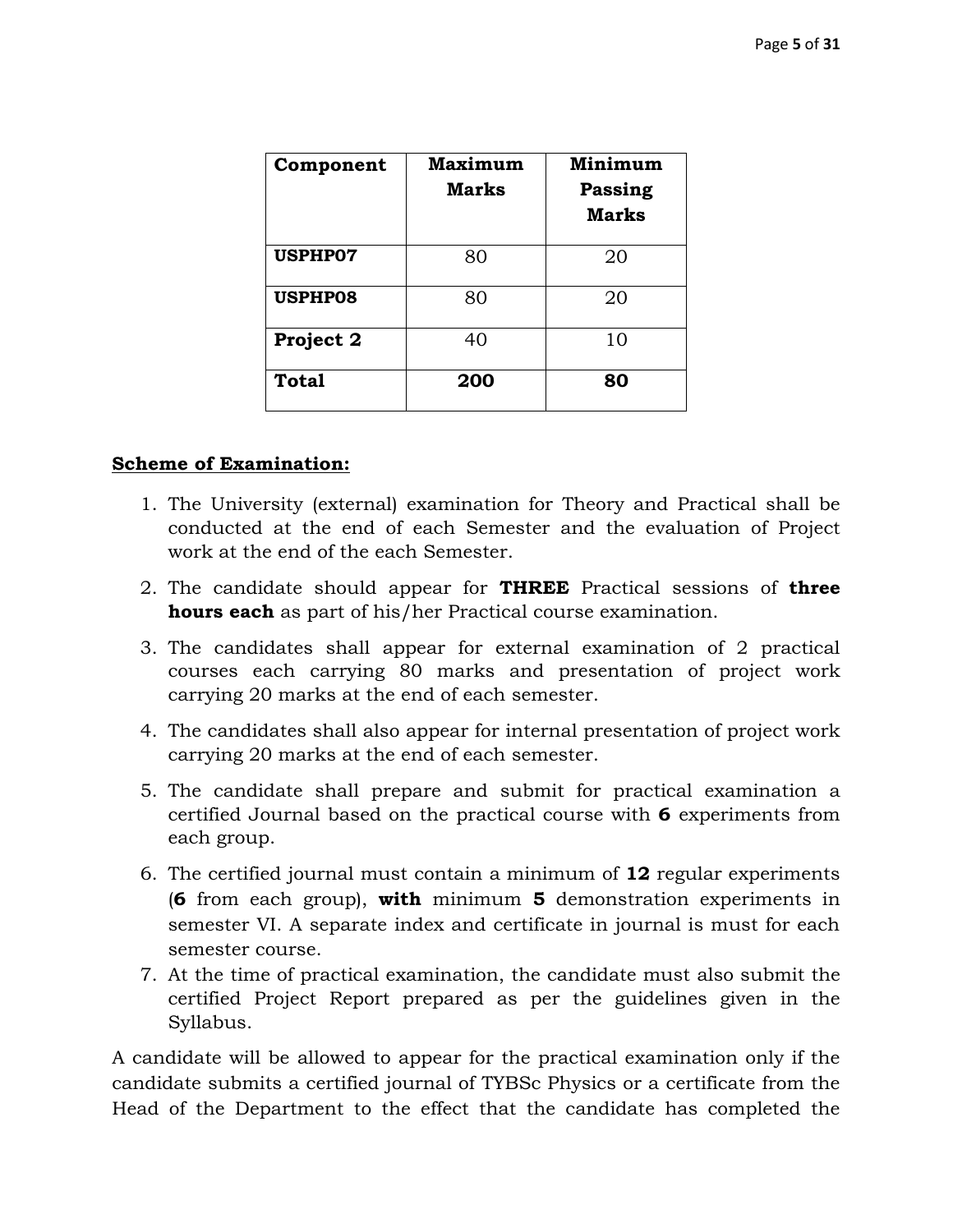| Component | Maximum Marks | Minimum Passing Marks |
|---|---|---|
| **USPHP07** | 80 | 20 |
| **USPHP08** | 80 | 20 |
| **Project 2** | 40 | 10 |
| **Total** | **200** | **80** |

**Scheme of Examination:**

1. The University (external) examination for Theory and Practical shall be conducted at the end of each Semester and the evaluation of Project work at the end of the each Semester.
2. The candidate should appear for **THREE** Practical sessions of **three hours each** as part of his/her Practical course examination.
3. The candidates shall appear for external examination of 2 practical courses each carrying 80 marks and presentation of project work carrying 20 marks at the end of each semester.
4. The candidates shall also appear for internal presentation of project work carrying 20 marks at the end of each semester.
5. The candidate shall prepare and submit for practical examination a certified Journal based on the practical course with **6** experiments from each group.
6. The certified journal must contain a minimum of **12** regular experiments (**6** from each group), **with** minimum **5** demonstration experiments in semester VI. A separate index and certificate in journal is must for each semester course.
7. At the time of practical examination, the candidate must also submit the certified Project Report prepared as per the guidelines given in the Syllabus.

A candidate will be allowed to appear for the practical examination only if the candidate submits a certified journal of TYBSc Physics or a certificate from the Head of the Department to the effect that the candidate has completed the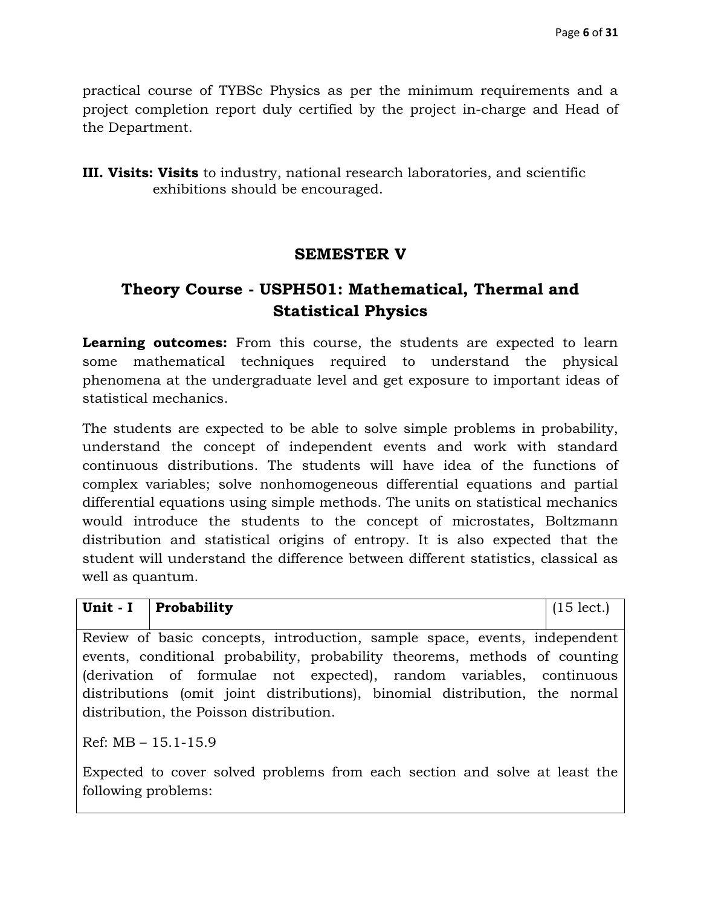practical course of TYBSc Physics as per the minimum requirements and a project completion report duly certified by the project in-charge and Head of the Department.

**III. Visits: Visits** to industry, national research laboratories, and scientific exhibitions should be encouraged.

## SEMESTER V

## Theory Course - USPH501: Mathematical, Thermal and Statistical Physics

**Learning outcomes:** From this course, the students are expected to learn some mathematical techniques required to understand the physical phenomena at the undergraduate level and get exposure to important ideas of statistical mechanics.

The students are expected to be able to solve simple problems in probability, understand the concept of independent events and work with standard continuous distributions. The students will have idea of the functions of complex variables; solve nonhomogeneous differential equations and partial differential equations using simple methods. The units on statistical mechanics would introduce the students to the concept of microstates, Boltzmann distribution and statistical origins of entropy. It is also expected that the student will understand the difference between different statistics, classical as well as quantum.

| **Unit - I** | **Probability** | (15 lect.) |
|---|---|---|
| Review of basic concepts, introduction, sample space, events, independent events, conditional probability, probability theorems, methods of counting (derivation of formulae not expected), random variables, continuous distributions (omit joint distributions), binomial distribution, the normal distribution, the Poisson distribution.<br><br>Ref: MB – 15.1-15.9<br><br>Expected to cover solved problems from each section and solve at least the following problems: | | |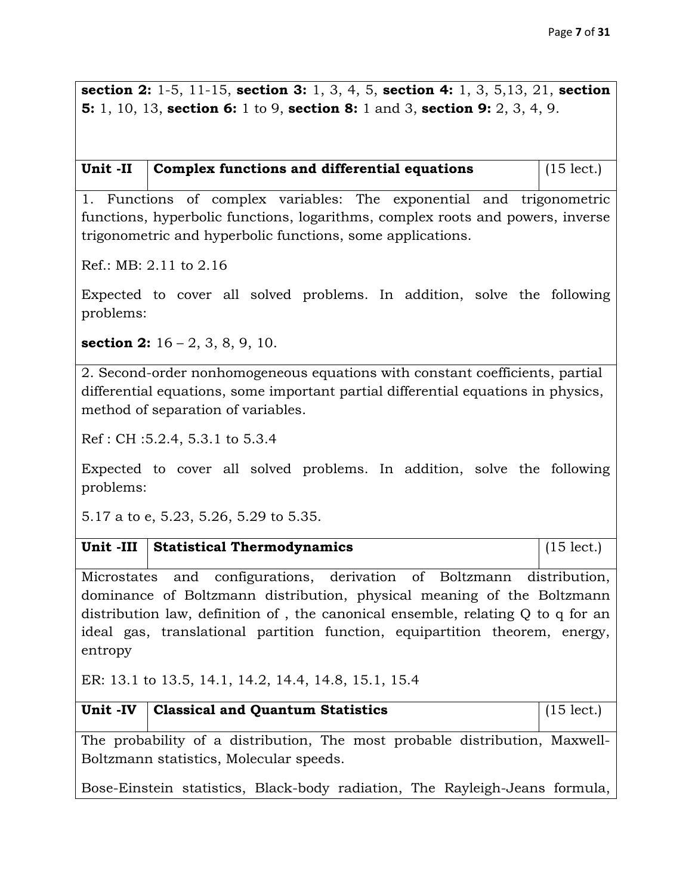**section 2:** 1-5, 11-15, **section 3:** 1, 3, 4, 5, **section 4:** 1, 3, 5,13, 21, **section 5:** 1, 10, 13, **section 6:** 1 to 9, **section 8:** 1 and 3, **section 9:** 2, 3, 4, 9.

| **Unit -II** | **Complex functions and differential equations** | (15 lect.) |
|---|---|---|

1. Functions of complex variables: The exponential and trigonometric functions, hyperbolic functions, logarithms, complex roots and powers, inverse trigonometric and hyperbolic functions, some applications.

Ref.: MB: 2.11 to 2.16

Expected to cover all solved problems. In addition, solve the following problems:

**section 2:** 16 – 2, 3, 8, 9, 10.

2. Second-order nonhomogeneous equations with constant coefficients, partial differential equations, some important partial differential equations in physics, method of separation of variables.

Ref : CH :5.2.4, 5.3.1 to 5.3.4

Expected to cover all solved problems. In addition, solve the following problems:

5.17 a to e, 5.23, 5.26, 5.29 to 5.35.

| **Unit -III** | **Statistical Thermodynamics** | (15 lect.) |
|---|---|---|

Microstates and configurations, derivation of Boltzmann distribution, dominance of Boltzmann distribution, physical meaning of the Boltzmann distribution law, definition of , the canonical ensemble, relating Q to q for an ideal gas, translational partition function, equipartition theorem, energy, entropy

ER: 13.1 to 13.5, 14.1, 14.2, 14.4, 14.8, 15.1, 15.4

| **Unit -IV** | **Classical and Quantum Statistics** | (15 lect.) |
|---|---|---|

The probability of a distribution, The most probable distribution, Maxwell-Boltzmann statistics, Molecular speeds.

Bose-Einstein statistics, Black-body radiation, The Rayleigh-Jeans formula,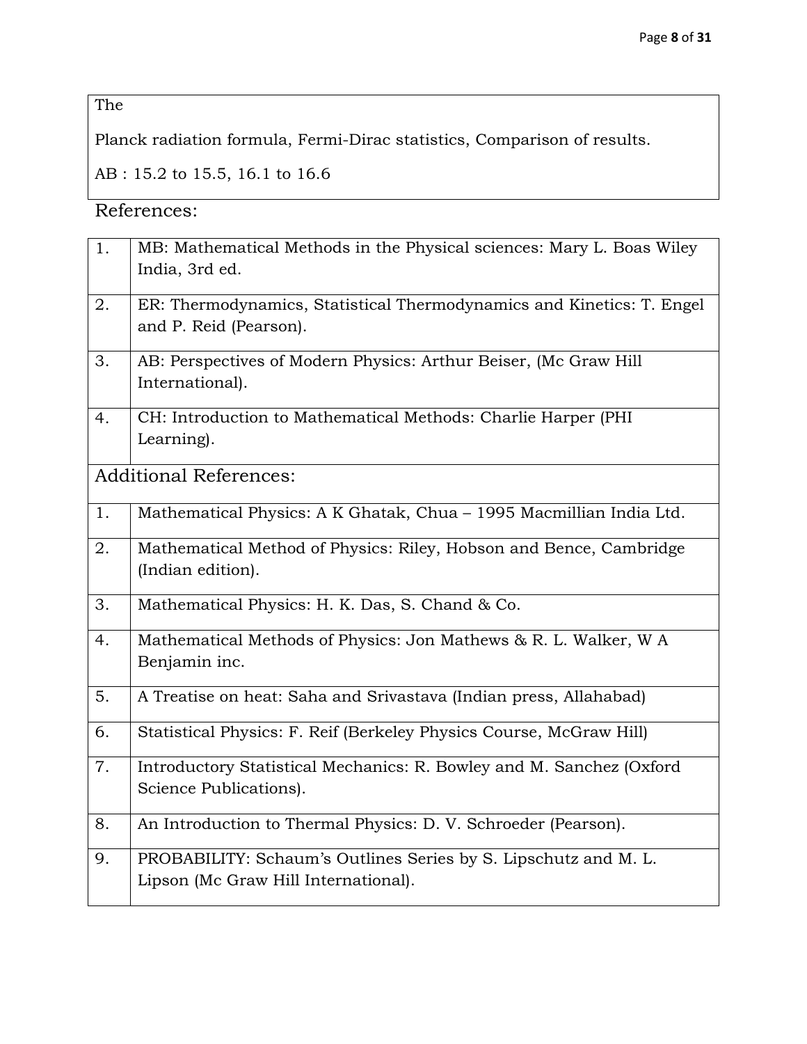| The |
| --- |
| Planck radiation formula, Fermi-Dirac statistics, Comparison of results. |
| AB : 15.2 to 15.5, 16.1 to 16.6 |

References:

| | |
| --- | --- |
| 1. | MB: Mathematical Methods in the Physical sciences: Mary L. Boas Wiley India, 3rd ed. |
| 2. | ER: Thermodynamics, Statistical Thermodynamics and Kinetics: T. Engel and P. Reid (Pearson). |
| 3. | AB: Perspectives of Modern Physics: Arthur Beiser, (Mc Graw Hill International). |
| 4. | CH: Introduction to Mathematical Methods: Charlie Harper (PHI Learning). |
| Additional References: | |
| 1. | Mathematical Physics: A K Ghatak, Chua – 1995 Macmillian India Ltd. |
| 2. | Mathematical Method of Physics: Riley, Hobson and Bence, Cambridge (Indian edition). |
| 3. | Mathematical Physics: H. K. Das, S. Chand & Co. |
| 4. | Mathematical Methods of Physics: Jon Mathews & R. L. Walker, W A Benjamin inc. |
| 5. | A Treatise on heat: Saha and Srivastava (Indian press, Allahabad) |
| 6. | Statistical Physics: F. Reif (Berkeley Physics Course, McGraw Hill) |
| 7. | Introductory Statistical Mechanics: R. Bowley and M. Sanchez (Oxford Science Publications). |
| 8. | An Introduction to Thermal Physics: D. V. Schroeder (Pearson). |
| 9. | PROBABILITY: Schaum's Outlines Series by S. Lipschutz and M. L. Lipson (Mc Graw Hill International). |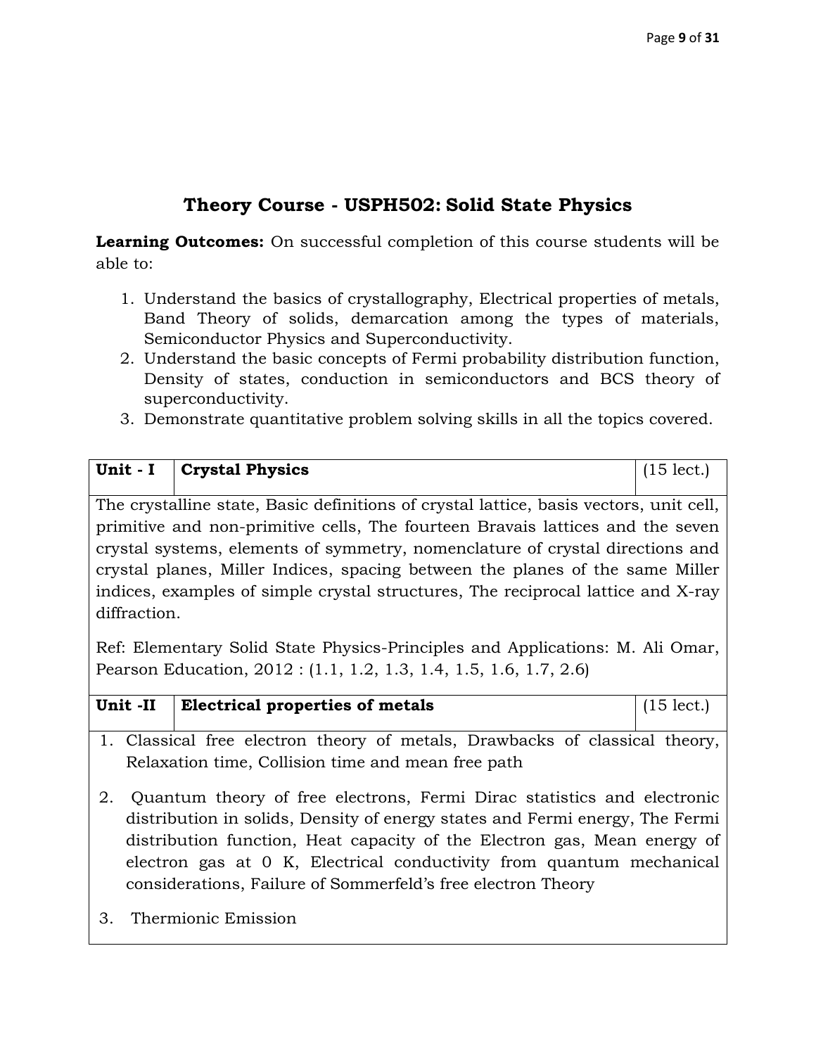## Theory Course - USPH502: Solid State Physics

**Learning Outcomes:** On successful completion of this course students will be able to:

1. Understand the basics of crystallography, Electrical properties of metals, Band Theory of solids, demarcation among the types of materials, Semiconductor Physics and Superconductivity.
2. Understand the basic concepts of Fermi probability distribution function, Density of states, conduction in semiconductors and BCS theory of superconductivity.
3. Demonstrate quantitative problem solving skills in all the topics covered.

| Unit - I | Crystal Physics | (15 lect.) |
|---|---|---|
| The crystalline state, Basic definitions of crystal lattice, basis vectors, unit cell, primitive and non-primitive cells, The fourteen Bravais lattices and the seven crystal systems, elements of symmetry, nomenclature of crystal directions and crystal planes, Miller Indices, spacing between the planes of the same Miller indices, examples of simple crystal structures, The reciprocal lattice and X-ray diffraction.<br><br>Ref: Elementary Solid State Physics-Principles and Applications: M. Ali Omar, Pearson Education, 2012 : (1.1, 1.2, 1.3, 1.4, 1.5, 1.6, 1.7, 2.6) | | |
| **Unit -II** | **Electrical properties of metals** | (15 lect.) |
| 1. Classical free electron theory of metals, Drawbacks of classical theory, Relaxation time, Collision time and mean free path<br><br>2. Quantum theory of free electrons, Fermi Dirac statistics and electronic distribution in solids, Density of energy states and Fermi energy, The Fermi distribution function, Heat capacity of the Electron gas, Mean energy of electron gas at 0 K, Electrical conductivity from quantum mechanical considerations, Failure of Sommerfeld's free electron Theory<br><br>3. Thermionic Emission | | |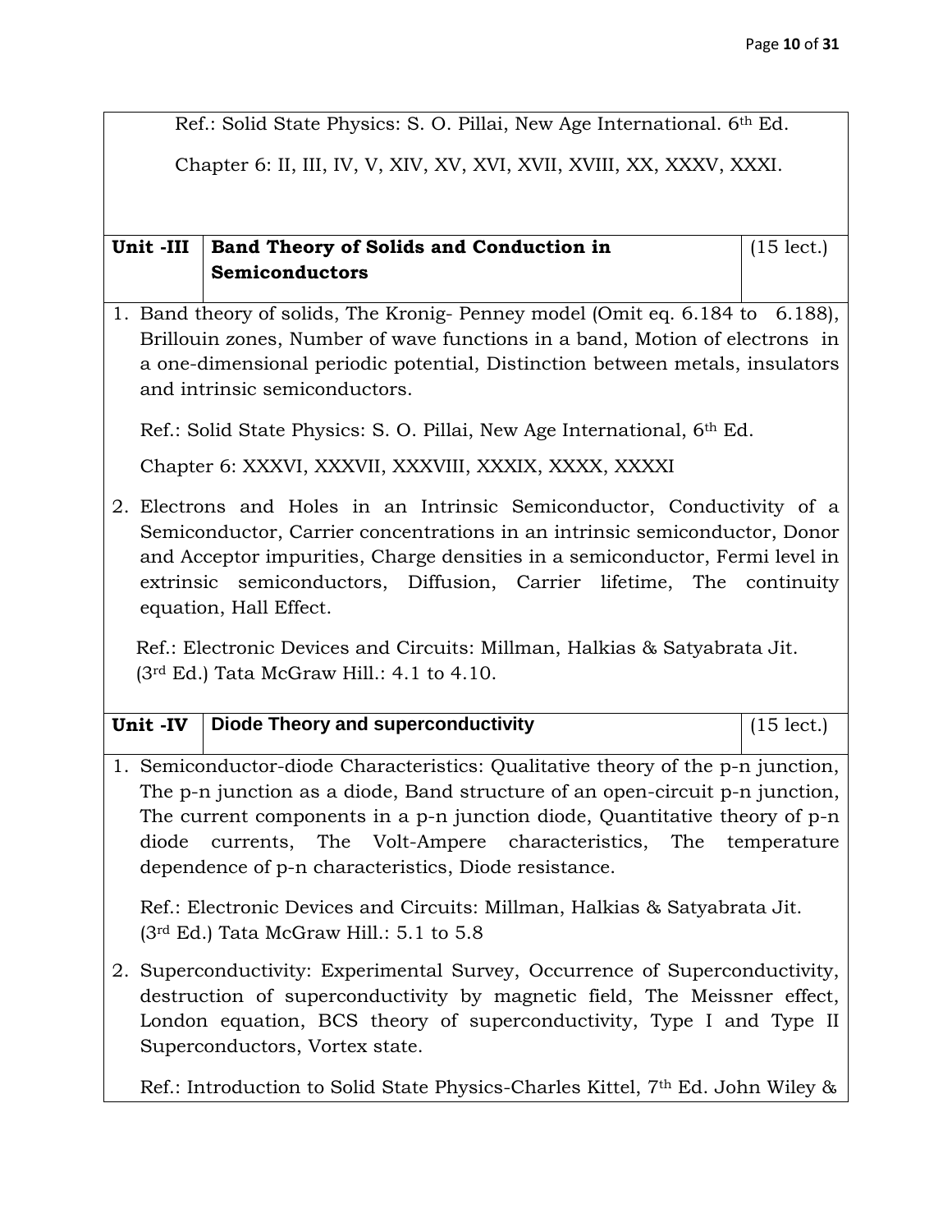Ref.: Solid State Physics: S. O. Pillai, New Age International. 6th Ed.

Chapter 6: II, III, IV, V, XIV, XV, XVI, XVII, XVIII, XX, XXXV, XXXI.

| Unit -III | Band Theory of Solids and Conduction in Semiconductors | (15 lect.) |
|---|---|---|

1. Band theory of solids, The Kronig- Penney model (Omit eq. 6.184 to 6.188), Brillouin zones, Number of wave functions in a band, Motion of electrons in a one-dimensional periodic potential, Distinction between metals, insulators and intrinsic semiconductors.

   Ref.: Solid State Physics: S. O. Pillai, New Age International, 6th Ed.

   Chapter 6: XXXVI, XXXVII, XXXVIII, XXXIX, XXXX, XXXXI

2. Electrons and Holes in an Intrinsic Semiconductor, Conductivity of a Semiconductor, Carrier concentrations in an intrinsic semiconductor, Donor and Acceptor impurities, Charge densities in a semiconductor, Fermi level in extrinsic semiconductors, Diffusion, Carrier lifetime, The continuity equation, Hall Effect.

   Ref.: Electronic Devices and Circuits: Millman, Halkias & Satyabrata Jit. (3rd Ed.) Tata McGraw Hill.: 4.1 to 4.10.

| Unit -IV | Diode Theory and superconductivity | (15 lect.) |
|---|---|---|

1. Semiconductor-diode Characteristics: Qualitative theory of the p-n junction, The p-n junction as a diode, Band structure of an open-circuit p-n junction, The current components in a p-n junction diode, Quantitative theory of p-n diode currents, The Volt-Ampere characteristics, The temperature dependence of p-n characteristics, Diode resistance.

   Ref.: Electronic Devices and Circuits: Millman, Halkias & Satyabrata Jit. (3rd Ed.) Tata McGraw Hill.: 5.1 to 5.8

2. Superconductivity: Experimental Survey, Occurrence of Superconductivity, destruction of superconductivity by magnetic field, The Meissner effect, London equation, BCS theory of superconductivity, Type I and Type II Superconductors, Vortex state.

   Ref.: Introduction to Solid State Physics-Charles Kittel, 7th Ed. John Wiley &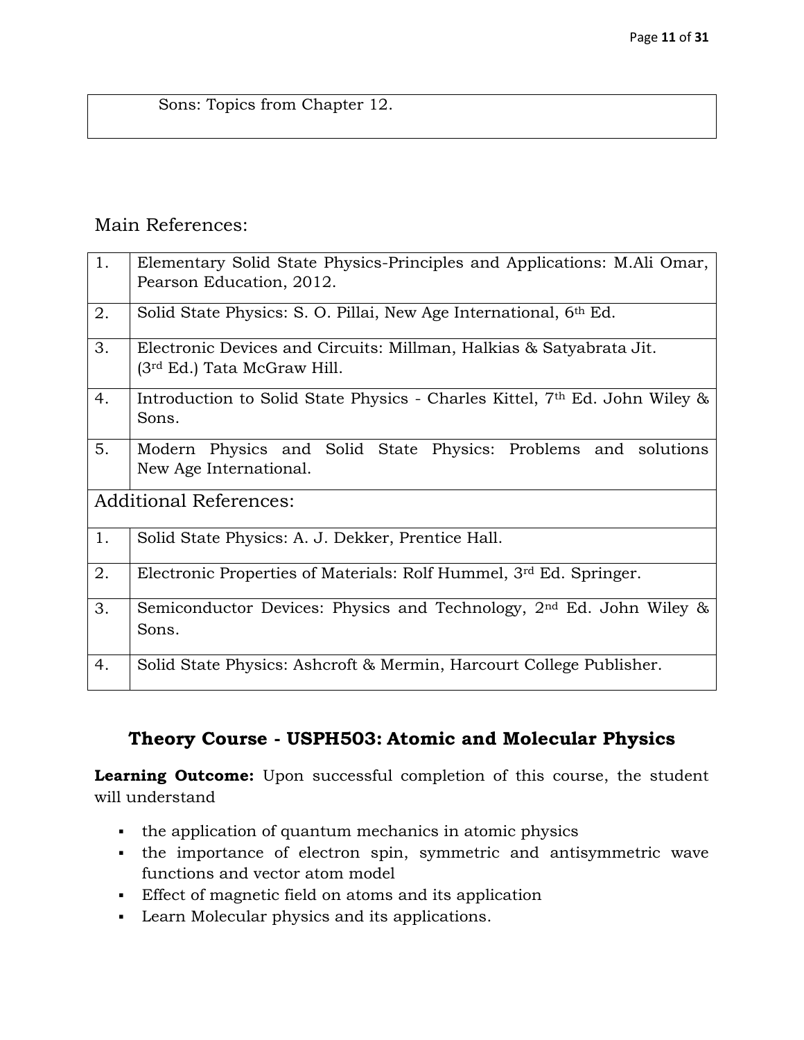| |
|---|
| Sons: Topics from Chapter 12. |

Main References:

| | |
|---|---|
| 1. | Elementary Solid State Physics-Principles and Applications: M.Ali Omar, Pearson Education, 2012. |
| 2. | Solid State Physics: S. O. Pillai, New Age International, 6th Ed. |
| 3. | Electronic Devices and Circuits: Millman, Halkias & Satyabrata Jit. (3rd Ed.) Tata McGraw Hill. |
| 4. | Introduction to Solid State Physics - Charles Kittel, 7th Ed. John Wiley & Sons. |
| 5. | Modern Physics and Solid State Physics: Problems and solutions New Age International. |
| **Additional References:** | |
| 1. | Solid State Physics: A. J. Dekker, Prentice Hall. |
| 2. | Electronic Properties of Materials: Rolf Hummel, 3rd Ed. Springer. |
| 3. | Semiconductor Devices: Physics and Technology, 2nd Ed. John Wiley & Sons. |
| 4. | Solid State Physics: Ashcroft & Mermin, Harcourt College Publisher. |

## Theory Course - USPH503: Atomic and Molecular Physics

**Learning Outcome:** Upon successful completion of this course, the student will understand

- the application of quantum mechanics in atomic physics
- the importance of electron spin, symmetric and antisymmetric wave functions and vector atom model
- Effect of magnetic field on atoms and its application
- Learn Molecular physics and its applications.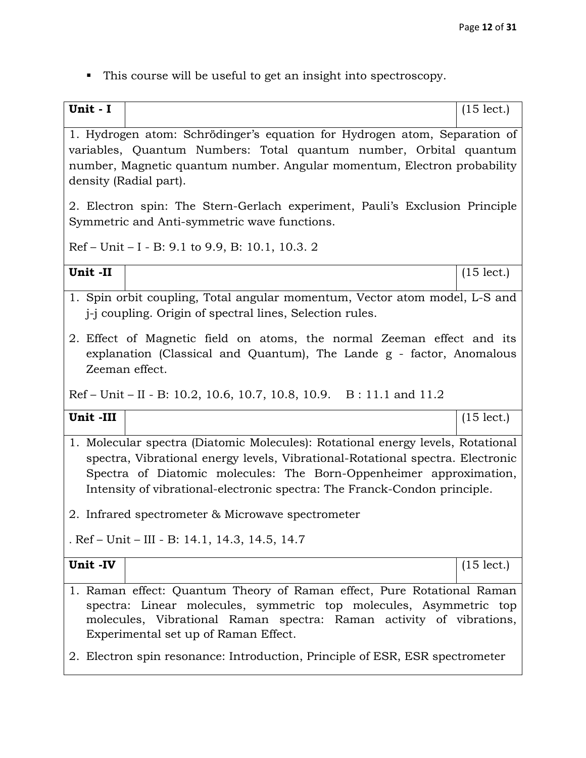- This course will be useful to get an insight into spectroscopy.

| Unit - I | | (15 lect.) |
|---|---|---|

1. Hydrogen atom: Schrödinger's equation for Hydrogen atom, Separation of variables, Quantum Numbers: Total quantum number, Orbital quantum number, Magnetic quantum number. Angular momentum, Electron probability density (Radial part).

2. Electron spin: The Stern-Gerlach experiment, Pauli's Exclusion Principle Symmetric and Anti-symmetric wave functions.

Ref – Unit – I - B: 9.1 to 9.9, B: 10.1, 10.3. 2

| Unit -II | | (15 lect.) |
|---|---|---|

1. Spin orbit coupling, Total angular momentum, Vector atom model, L-S and j-j coupling. Origin of spectral lines, Selection rules.
2. Effect of Magnetic field on atoms, the normal Zeeman effect and its explanation (Classical and Quantum), The Lande g - factor, Anomalous Zeeman effect.

Ref – Unit – II - B: 10.2, 10.6, 10.7, 10.8, 10.9. B : 11.1 and 11.2

| Unit -III | | (15 lect.) |
|---|---|---|

1. Molecular spectra (Diatomic Molecules): Rotational energy levels, Rotational spectra, Vibrational energy levels, Vibrational-Rotational spectra. Electronic Spectra of Diatomic molecules: The Born-Oppenheimer approximation, Intensity of vibrational-electronic spectra: The Franck-Condon principle.
2. Infrared spectrometer & Microwave spectrometer

. Ref – Unit – III - B: 14.1, 14.3, 14.5, 14.7

| Unit -IV | | (15 lect.) |
|---|---|---|

1. Raman effect: Quantum Theory of Raman effect, Pure Rotational Raman spectra: Linear molecules, symmetric top molecules, Asymmetric top molecules, Vibrational Raman spectra: Raman activity of vibrations, Experimental set up of Raman Effect.
2. Electron spin resonance: Introduction, Principle of ESR, ESR spectrometer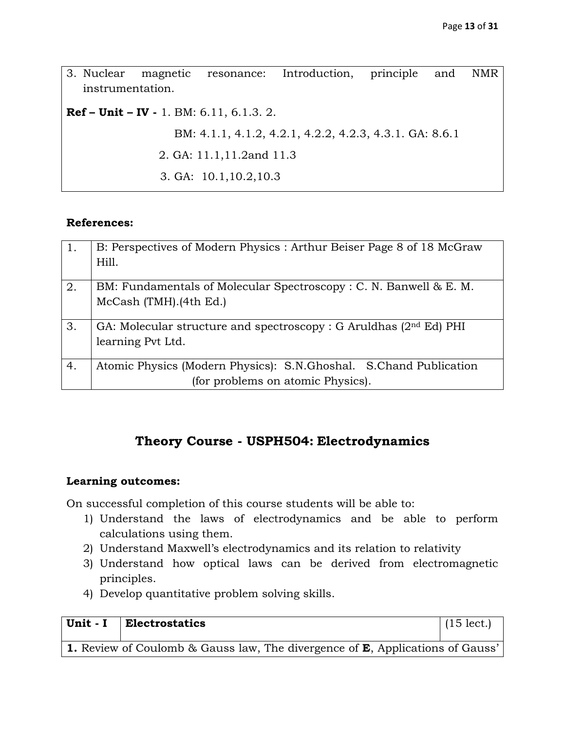| 3. Nuclear magnetic resonance: Introduction, principle and NMR instrumentation. |
|---|
| **Ref – Unit – IV -** 1. BM: 6.11, 6.1.3. 2. |
| BM: 4.1.1, 4.1.2, 4.2.1, 4.2.2, 4.2.3, 4.3.1. GA: 8.6.1 |
| 2. GA: 11.1,11.2and 11.3 |
| 3. GA: 10.1,10.2,10.3 |

**References:**

| | |
|---|---|
| 1. | B: Perspectives of Modern Physics : Arthur Beiser Page 8 of 18 McGraw Hill. |
| 2. | BM: Fundamentals of Molecular Spectroscopy : C. N. Banwell & E. M. McCash (TMH).(4th Ed.) |
| 3. | GA: Molecular structure and spectroscopy : G Aruldhas (2nd Ed) PHI learning Pvt Ltd. |
| 4. | Atomic Physics (Modern Physics): S.N.Ghoshal. S.Chand Publication (for problems on atomic Physics). |

## Theory Course - USPH504: Electrodynamics

**Learning outcomes:**

On successful completion of this course students will be able to:

1) Understand the laws of electrodynamics and be able to perform calculations using them.
2) Understand Maxwell's electrodynamics and its relation to relativity
3) Understand how optical laws can be derived from electromagnetic principles.
4) Develop quantitative problem solving skills.

| Unit - I | Electrostatics | (15 lect.) |
|---|---|---|
| **1.** Review of Coulomb & Gauss law, The divergence of **E**, Applications of Gauss' | | |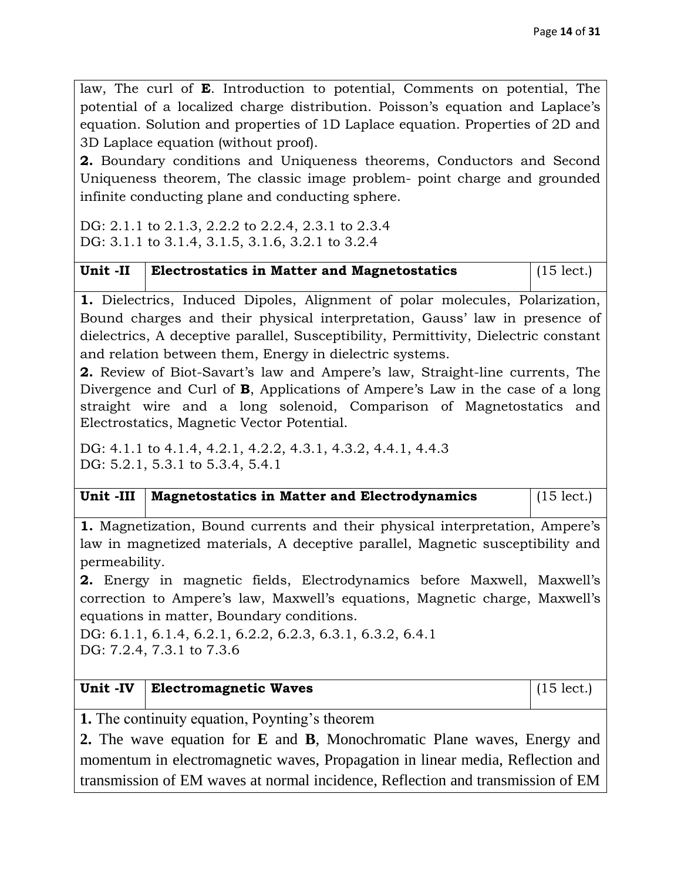law, The curl of **E**. Introduction to potential, Comments on potential, The potential of a localized charge distribution. Poisson's equation and Laplace's equation. Solution and properties of 1D Laplace equation. Properties of 2D and 3D Laplace equation (without proof).

**2.** Boundary conditions and Uniqueness theorems, Conductors and Second Uniqueness theorem, The classic image problem- point charge and grounded infinite conducting plane and conducting sphere.

DG: 2.1.1 to 2.1.3, 2.2.2 to 2.2.4, 2.3.1 to 2.3.4
DG: 3.1.1 to 3.1.4, 3.1.5, 3.1.6, 3.2.1 to 3.2.4

| **Unit -II** | **Electrostatics in Matter and Magnetostatics** | (15 lect.) |
|---|---|---|

**1.** Dielectrics, Induced Dipoles, Alignment of polar molecules, Polarization, Bound charges and their physical interpretation, Gauss' law in presence of dielectrics, A deceptive parallel, Susceptibility, Permittivity, Dielectric constant and relation between them, Energy in dielectric systems.

**2.** Review of Biot-Savart's law and Ampere's law, Straight-line currents, The Divergence and Curl of **B**, Applications of Ampere's Law in the case of a long straight wire and a long solenoid, Comparison of Magnetostatics and Electrostatics, Magnetic Vector Potential.

DG: 4.1.1 to 4.1.4, 4.2.1, 4.2.2, 4.3.1, 4.3.2, 4.4.1, 4.4.3
DG: 5.2.1, 5.3.1 to 5.3.4, 5.4.1

| **Unit -III** | **Magnetostatics in Matter and Electrodynamics** | (15 lect.) |
|---|---|---|

**1.** Magnetization, Bound currents and their physical interpretation, Ampere's law in magnetized materials, A deceptive parallel, Magnetic susceptibility and permeability.

**2.** Energy in magnetic fields, Electrodynamics before Maxwell, Maxwell's correction to Ampere's law, Maxwell's equations, Magnetic charge, Maxwell's equations in matter, Boundary conditions.

DG: 6.1.1, 6.1.4, 6.2.1, 6.2.2, 6.2.3, 6.3.1, 6.3.2, 6.4.1
DG: 7.2.4, 7.3.1 to 7.3.6

| **Unit -IV** | **Electromagnetic Waves** | (15 lect.) |
|---|---|---|

**1.** The continuity equation, Poynting's theorem

**2.** The wave equation for **E** and **B**, Monochromatic Plane waves, Energy and momentum in electromagnetic waves, Propagation in linear media, Reflection and transmission of EM waves at normal incidence, Reflection and transmission of EM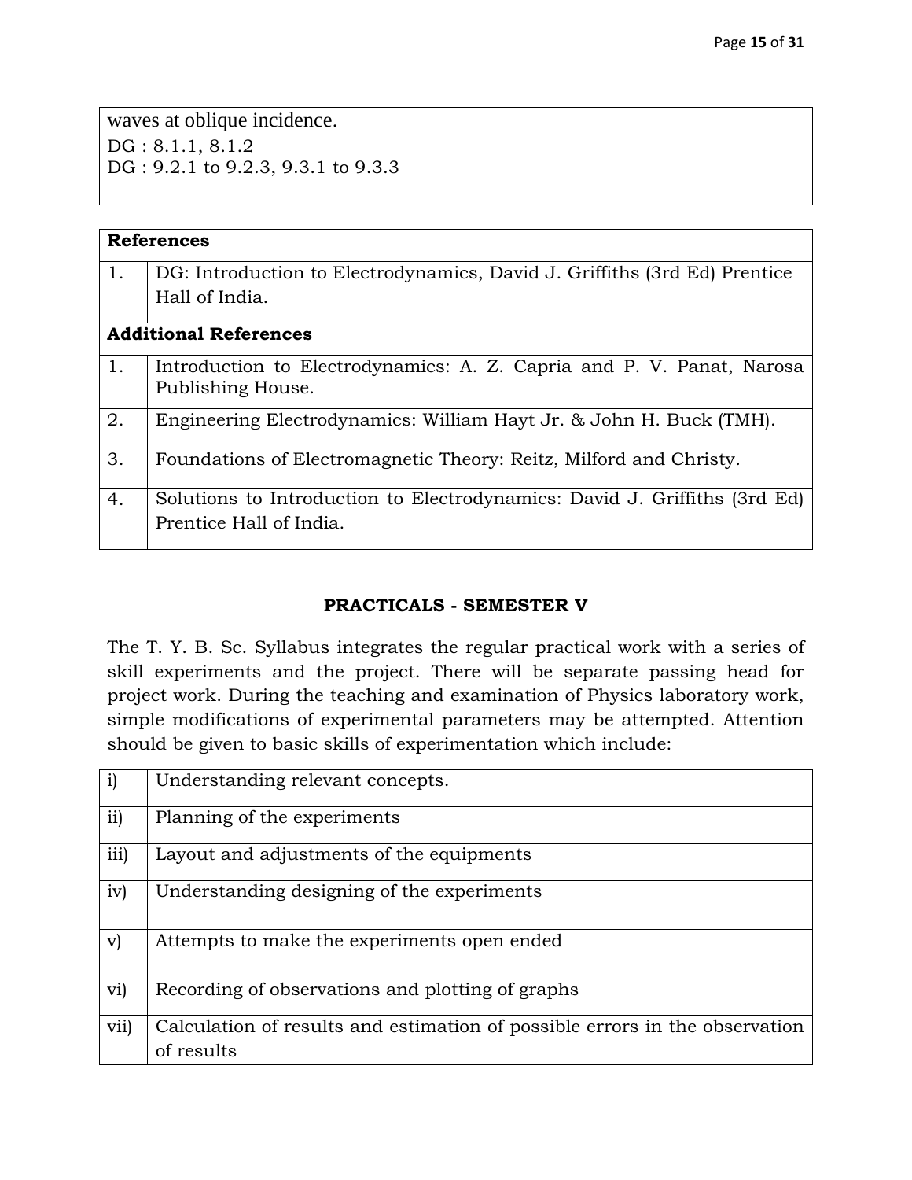| waves at oblique incidence.<br>DG : 8.1.1, 8.1.2<br>DG : 9.2.1 to 9.2.3, 9.3.1 to 9.3.3 |
|---|

| **References** | |
|---|---|
| 1. | DG: Introduction to Electrodynamics, David J. Griffiths (3rd Ed) Prentice Hall of India. |
| **Additional References** | |
| 1. | Introduction to Electrodynamics: A. Z. Capria and P. V. Panat, Narosa Publishing House. |
| 2. | Engineering Electrodynamics: William Hayt Jr. & John H. Buck (TMH). |
| 3. | Foundations of Electromagnetic Theory: Reitz, Milford and Christy. |
| 4. | Solutions to Introduction to Electrodynamics: David J. Griffiths (3rd Ed) Prentice Hall of India. |

## PRACTICALS - SEMESTER V

The T. Y. B. Sc. Syllabus integrates the regular practical work with a series of skill experiments and the project. There will be separate passing head for project work. During the teaching and examination of Physics laboratory work, simple modifications of experimental parameters may be attempted. Attention should be given to basic skills of experimentation which include:

| | |
|---|---|
| i) | Understanding relevant concepts. |
| ii) | Planning of the experiments |
| iii) | Layout and adjustments of the equipments |
| iv) | Understanding designing of the experiments |
| v) | Attempts to make the experiments open ended |
| vi) | Recording of observations and plotting of graphs |
| vii) | Calculation of results and estimation of possible errors in the observation of results |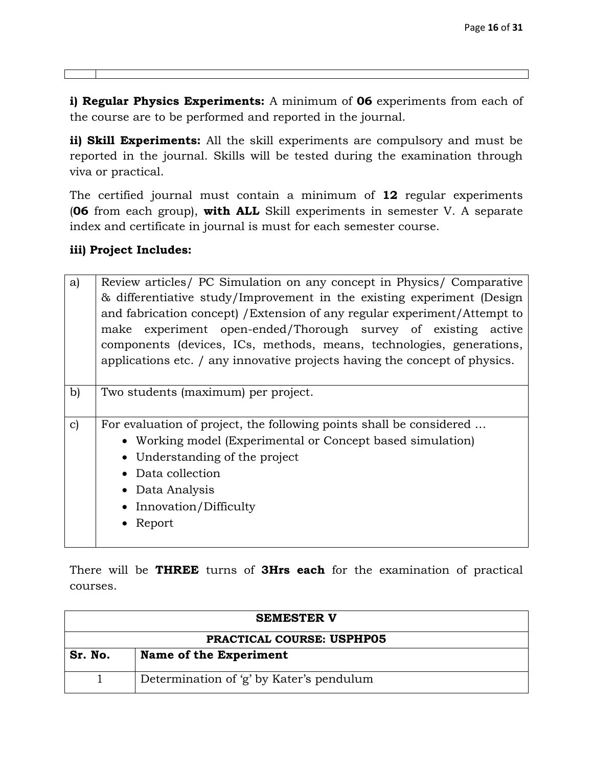| | |
|---|---|

**i) Regular Physics Experiments:** A minimum of **06** experiments from each of the course are to be performed and reported in the journal.

**ii) Skill Experiments:** All the skill experiments are compulsory and must be reported in the journal. Skills will be tested during the examination through viva or practical.

The certified journal must contain a minimum of **12** regular experiments (**06** from each group), **with ALL** Skill experiments in semester V. A separate index and certificate in journal is must for each semester course.

**iii) Project Includes:**

| | |
|---|---|
| a) | Review articles/ PC Simulation on any concept in Physics/ Comparative & differentiative study/Improvement in the existing experiment (Design and fabrication concept) /Extension of any regular experiment/Attempt to make experiment open-ended/Thorough survey of existing active components (devices, ICs, methods, means, technologies, generations, applications etc. / any innovative projects having the concept of physics. |
| b) | Two students (maximum) per project. |
| c) | For evaluation of project, the following points shall be considered …<br>• Working model (Experimental or Concept based simulation)<br>• Understanding of the project<br>• Data collection<br>• Data Analysis<br>• Innovation/Difficulty<br>• Report |

There will be **THREE** turns of **3Hrs each** for the examination of practical courses.

| **SEMESTER V** | |
|---|---|
| **PRACTICAL COURSE: USPHP05** | |
| **Sr. No.** | **Name of the Experiment** |
| 1 | Determination of 'g' by Kater's pendulum |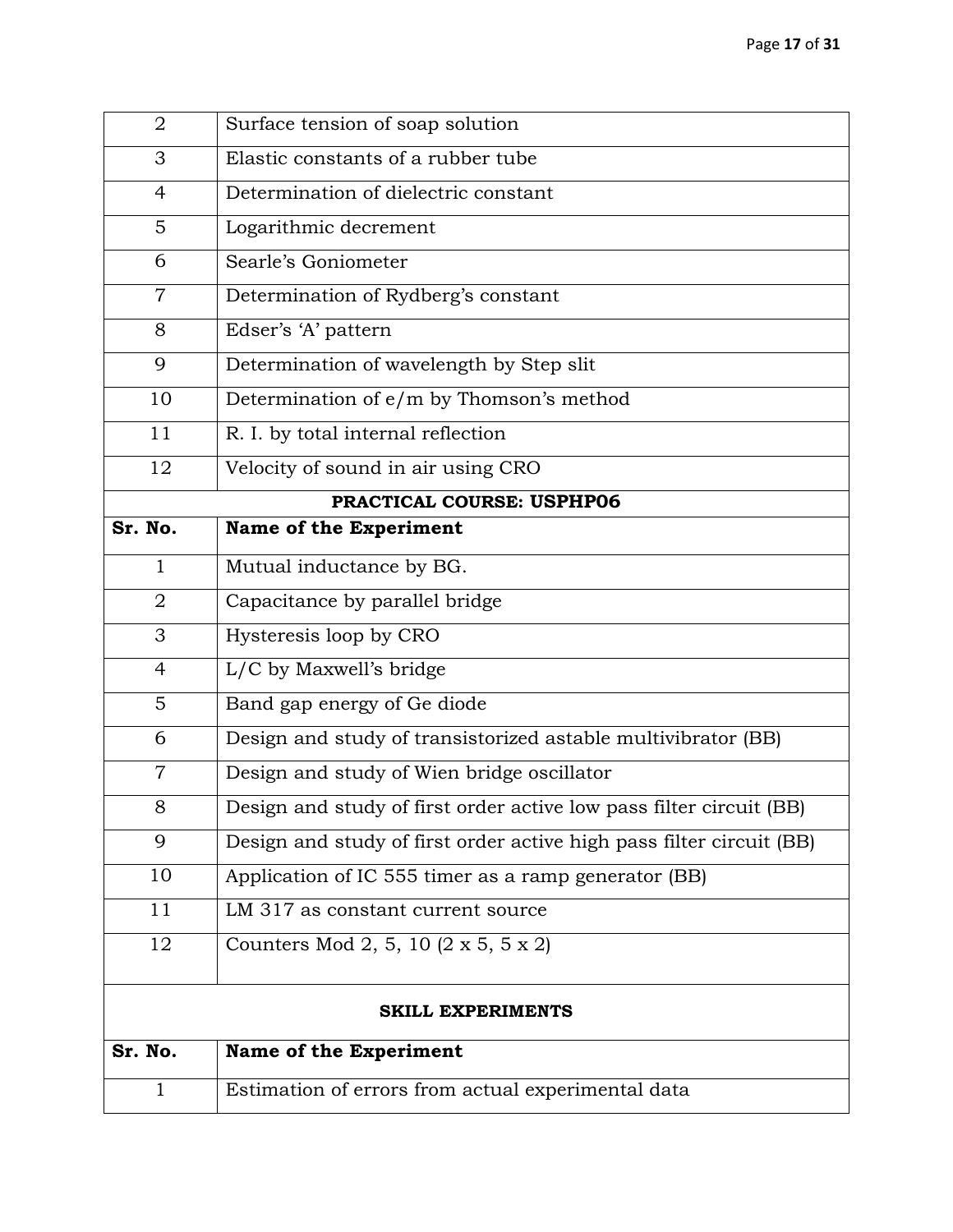| | |
|---|---|
| 2 | Surface tension of soap solution |
| 3 | Elastic constants of a rubber tube |
| 4 | Determination of dielectric constant |
| 5 | Logarithmic decrement |
| 6 | Searle's Goniometer |
| 7 | Determination of Rydberg's constant |
| 8 | Edser's 'A' pattern |
| 9 | Determination of wavelength by Step slit |
| 10 | Determination of e/m by Thomson's method |
| 11 | R. I. by total internal reflection |
| 12 | Velocity of sound in air using CRO |
| **PRACTICAL COURSE: USPHP06** | |
| **Sr. No.** | **Name of the Experiment** |
| 1 | Mutual inductance by BG. |
| 2 | Capacitance by parallel bridge |
| 3 | Hysteresis loop by CRO |
| 4 | L/C by Maxwell's bridge |
| 5 | Band gap energy of Ge diode |
| 6 | Design and study of transistorized astable multivibrator (BB) |
| 7 | Design and study of Wien bridge oscillator |
| 8 | Design and study of first order active low pass filter circuit (BB) |
| 9 | Design and study of first order active high pass filter circuit (BB) |
| 10 | Application of IC 555 timer as a ramp generator (BB) |
| 11 | LM 317 as constant current source |
| 12 | Counters Mod 2, 5, 10 (2 x 5, 5 x 2) |
| **SKILL EXPERIMENTS** | |
| **Sr. No.** | **Name of the Experiment** |
| 1 | Estimation of errors from actual experimental data |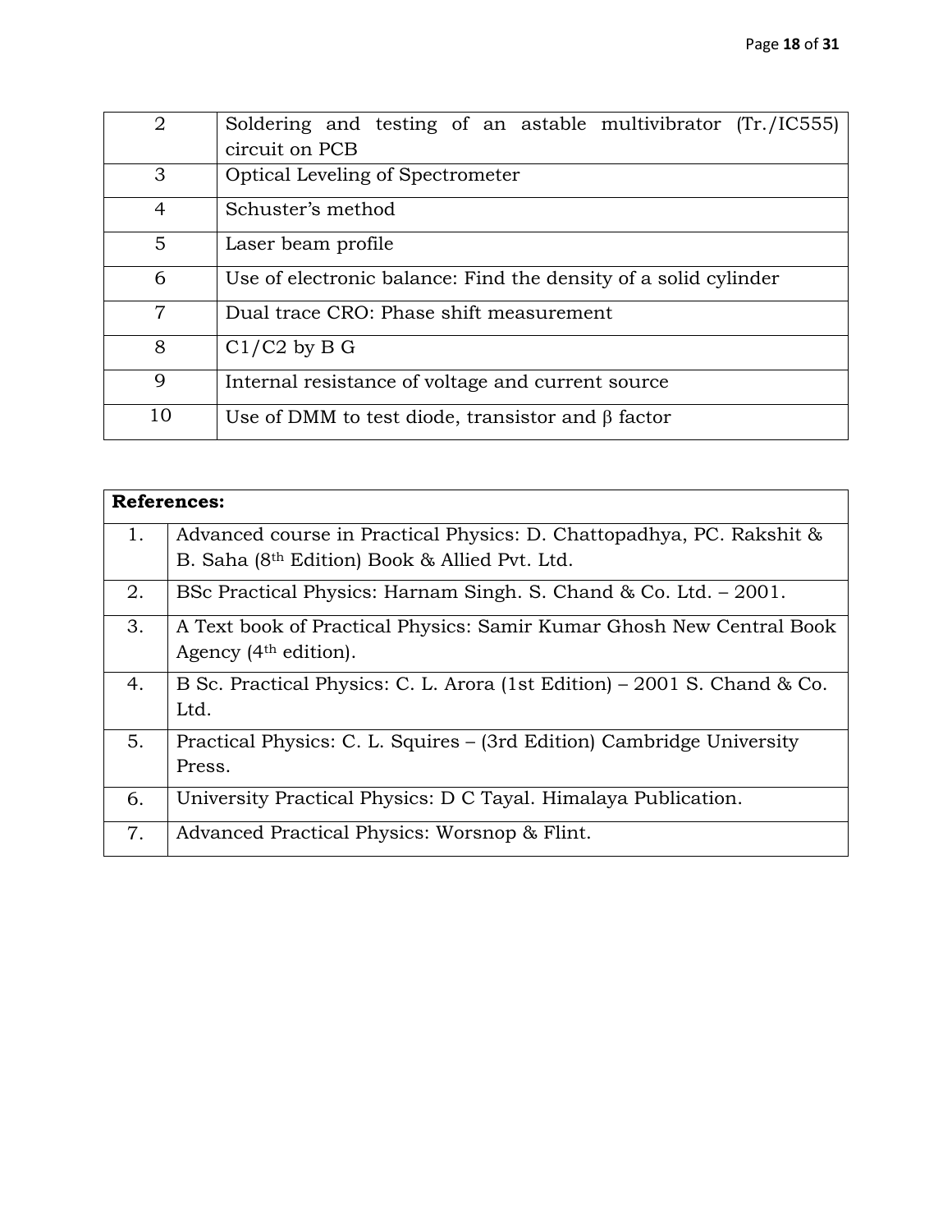| 2 | Soldering and testing of an astable multivibrator (Tr./IC555) circuit on PCB |
|---|---|
| 3 | Optical Leveling of Spectrometer |
| 4 | Schuster's method |
| 5 | Laser beam profile |
| 6 | Use of electronic balance: Find the density of a solid cylinder |
| 7 | Dual trace CRO: Phase shift measurement |
| 8 | C1/C2 by B G |
| 9 | Internal resistance of voltage and current source |
| 10 | Use of DMM to test diode, transistor and $\beta$ factor |

| **References:** | |
|---|---|
| 1. | Advanced course in Practical Physics: D. Chattopadhya, PC. Rakshit & B. Saha (8th Edition) Book & Allied Pvt. Ltd. |
| 2. | BSc Practical Physics: Harnam Singh. S. Chand & Co. Ltd. – 2001. |
| 3. | A Text book of Practical Physics: Samir Kumar Ghosh New Central Book Agency (4th edition). |
| 4. | B Sc. Practical Physics: C. L. Arora (1st Edition) – 2001 S. Chand & Co. Ltd. |
| 5. | Practical Physics: C. L. Squires – (3rd Edition) Cambridge University Press. |
| 6. | University Practical Physics: D C Tayal. Himalaya Publication. |
| 7. | Advanced Practical Physics: Worsnop & Flint. |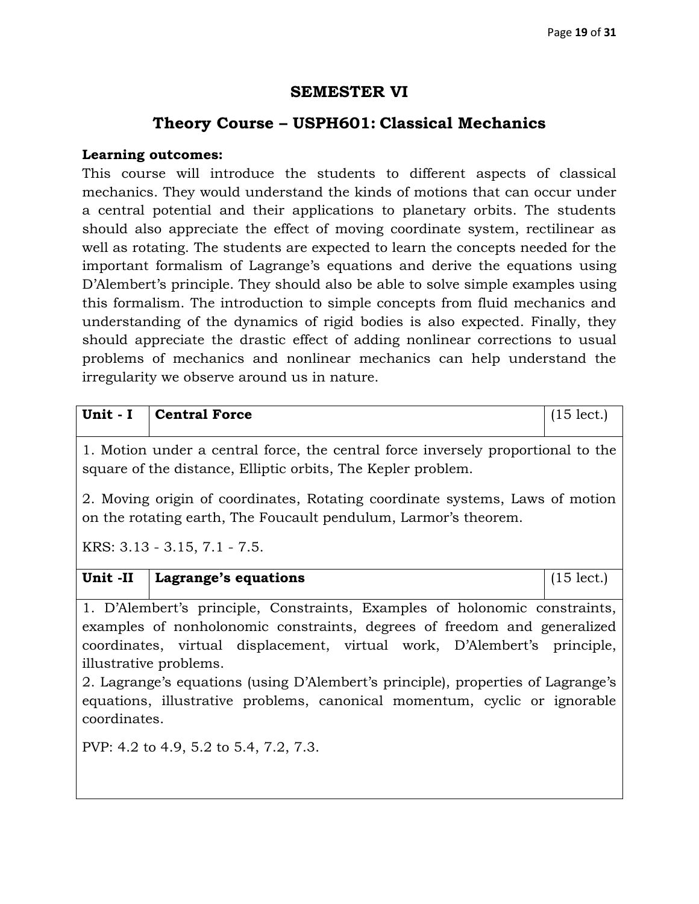## SEMESTER VI

## Theory Course – USPH601: Classical Mechanics

**Learning outcomes:**

This course will introduce the students to different aspects of classical mechanics. They would understand the kinds of motions that can occur under a central potential and their applications to planetary orbits. The students should also appreciate the effect of moving coordinate system, rectilinear as well as rotating. The students are expected to learn the concepts needed for the important formalism of Lagrange's equations and derive the equations using D'Alembert's principle. They should also be able to solve simple examples using this formalism. The introduction to simple concepts from fluid mechanics and understanding of the dynamics of rigid bodies is also expected. Finally, they should appreciate the drastic effect of adding nonlinear corrections to usual problems of mechanics and nonlinear mechanics can help understand the irregularity we observe around us in nature.

| **Unit - I** | **Central Force** | (15 lect.) |
|---|---|---|
| 1. Motion under a central force, the central force inversely proportional to the square of the distance, Elliptic orbits, The Kepler problem.<br><br>2. Moving origin of coordinates, Rotating coordinate systems, Laws of motion on the rotating earth, The Foucault pendulum, Larmor's theorem.<br><br>KRS: 3.13 - 3.15, 7.1 - 7.5. | | |
| **Unit -II** | **Lagrange's equations** | (15 lect.) |
| 1. D'Alembert's principle, Constraints, Examples of holonomic constraints, examples of nonholonomic constraints, degrees of freedom and generalized coordinates, virtual displacement, virtual work, D'Alembert's principle, illustrative problems.<br>2. Lagrange's equations (using D'Alembert's principle), properties of Lagrange's equations, illustrative problems, canonical momentum, cyclic or ignorable coordinates.<br><br>PVP: 4.2 to 4.9, 5.2 to 5.4, 7.2, 7.3. | | |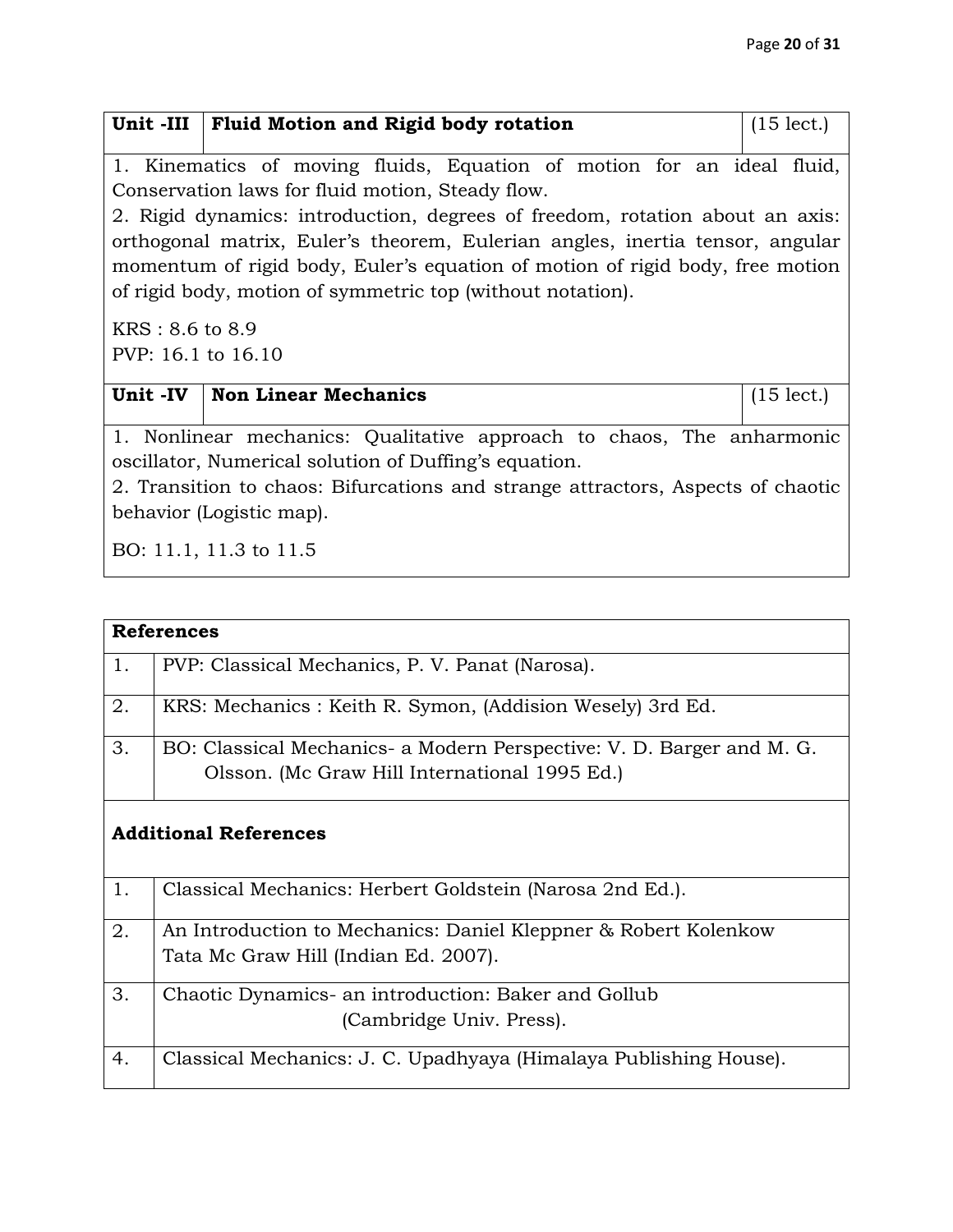| Unit -III | Fluid Motion and Rigid body rotation | (15 lect.) |
|---|---|---|

1. Kinematics of moving fluids, Equation of motion for an ideal fluid, Conservation laws for fluid motion, Steady flow.
2. Rigid dynamics: introduction, degrees of freedom, rotation about an axis: orthogonal matrix, Euler's theorem, Eulerian angles, inertia tensor, angular momentum of rigid body, Euler's equation of motion of rigid body, free motion of rigid body, motion of symmetric top (without notation).

KRS : 8.6 to 8.9
PVP: 16.1 to 16.10

| Unit -IV | Non Linear Mechanics | (15 lect.) |
|---|---|---|

1. Nonlinear mechanics: Qualitative approach to chaos, The anharmonic oscillator, Numerical solution of Duffing's equation.
2. Transition to chaos: Bifurcations and strange attractors, Aspects of chaotic behavior (Logistic map).

BO: 11.1, 11.3 to 11.5

| **References** | |
|---|---|
| 1. | PVP: Classical Mechanics, P. V. Panat (Narosa). |
| 2. | KRS: Mechanics : Keith R. Symon, (Addision Wesely) 3rd Ed. |
| 3. | BO: Classical Mechanics- a Modern Perspective: V. D. Barger and M. G. Olsson. (Mc Graw Hill International 1995 Ed.) |
| **Additional References** | |
| 1. | Classical Mechanics: Herbert Goldstein (Narosa 2nd Ed.). |
| 2. | An Introduction to Mechanics: Daniel Kleppner & Robert Kolenkow Tata Mc Graw Hill (Indian Ed. 2007). |
| 3. | Chaotic Dynamics- an introduction: Baker and Gollub (Cambridge Univ. Press). |
| 4. | Classical Mechanics: J. C. Upadhyaya (Himalaya Publishing House). |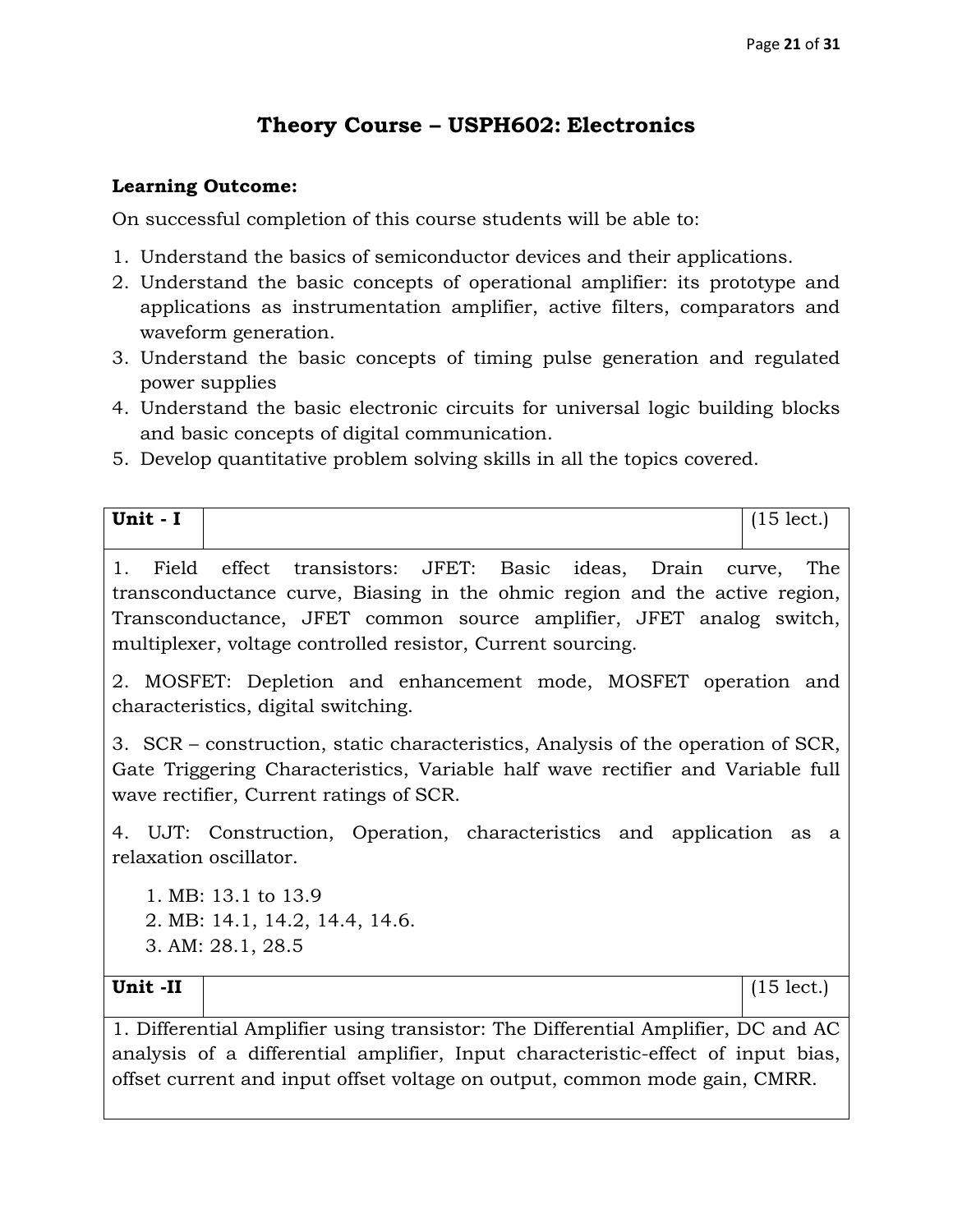# Theory Course – USPH602: Electronics

**Learning Outcome:**

On successful completion of this course students will be able to:

1. Understand the basics of semiconductor devices and their applications.
2. Understand the basic concepts of operational amplifier: its prototype and applications as instrumentation amplifier, active filters, comparators and waveform generation.
3. Understand the basic concepts of timing pulse generation and regulated power supplies
4. Understand the basic electronic circuits for universal logic building blocks and basic concepts of digital communication.
5. Develop quantitative problem solving skills in all the topics covered.

| **Unit - I** | | (15 lect.) |
|---|---|---|

1. Field effect transistors: JFET: Basic ideas, Drain curve, The transconductance curve, Biasing in the ohmic region and the active region, Transconductance, JFET common source amplifier, JFET analog switch, multiplexer, voltage controlled resistor, Current sourcing.

2. MOSFET: Depletion and enhancement mode, MOSFET operation and characteristics, digital switching.

3. SCR – construction, static characteristics, Analysis of the operation of SCR, Gate Triggering Characteristics, Variable half wave rectifier and Variable full wave rectifier, Current ratings of SCR.

4. UJT: Construction, Operation, characteristics and application as a relaxation oscillator.

1. MB: 13.1 to 13.9
2. MB: 14.1, 14.2, 14.4, 14.6.
3. AM: 28.1, 28.5

| **Unit -II** | | (15 lect.) |
|---|---|---|

1. Differential Amplifier using transistor: The Differential Amplifier, DC and AC analysis of a differential amplifier, Input characteristic-effect of input bias, offset current and input offset voltage on output, common mode gain, CMRR.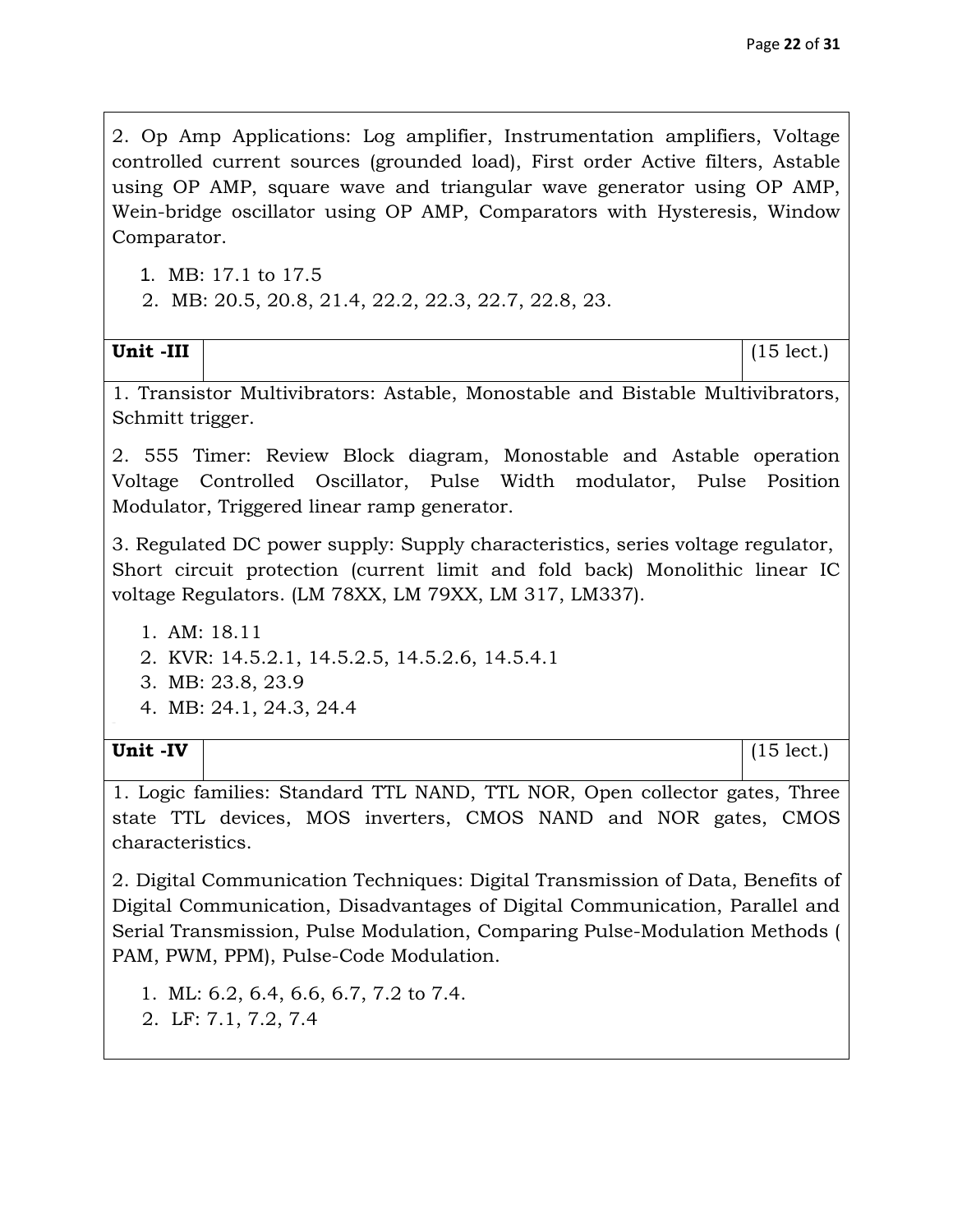2. Op Amp Applications: Log amplifier, Instrumentation amplifiers, Voltage controlled current sources (grounded load), First order Active filters, Astable using OP AMP, square wave and triangular wave generator using OP AMP, Wein-bridge oscillator using OP AMP, Comparators with Hysteresis, Window Comparator.

1. MB: 17.1 to 17.5
2. MB: 20.5, 20.8, 21.4, 22.2, 22.3, 22.7, 22.8, 23.

| Unit -III | | (15 lect.) |
|---|---|---|

1. Transistor Multivibrators: Astable, Monostable and Bistable Multivibrators, Schmitt trigger.

2. 555 Timer: Review Block diagram, Monostable and Astable operation Voltage Controlled Oscillator, Pulse Width modulator, Pulse Position Modulator, Triggered linear ramp generator.

3. Regulated DC power supply: Supply characteristics, series voltage regulator, Short circuit protection (current limit and fold back) Monolithic linear IC voltage Regulators. (LM 78XX, LM 79XX, LM 317, LM337).

1. AM: 18.11
2. KVR: 14.5.2.1, 14.5.2.5, 14.5.2.6, 14.5.4.1
3. MB: 23.8, 23.9
4. MB: 24.1, 24.3, 24.4

| Unit -IV | | (15 lect.) |
|---|---|---|

1. Logic families: Standard TTL NAND, TTL NOR, Open collector gates, Three state TTL devices, MOS inverters, CMOS NAND and NOR gates, CMOS characteristics.

2. Digital Communication Techniques: Digital Transmission of Data, Benefits of Digital Communication, Disadvantages of Digital Communication, Parallel and Serial Transmission, Pulse Modulation, Comparing Pulse-Modulation Methods ( PAM, PWM, PPM), Pulse-Code Modulation.

1. ML: 6.2, 6.4, 6.6, 6.7, 7.2 to 7.4.
2. LF: 7.1, 7.2, 7.4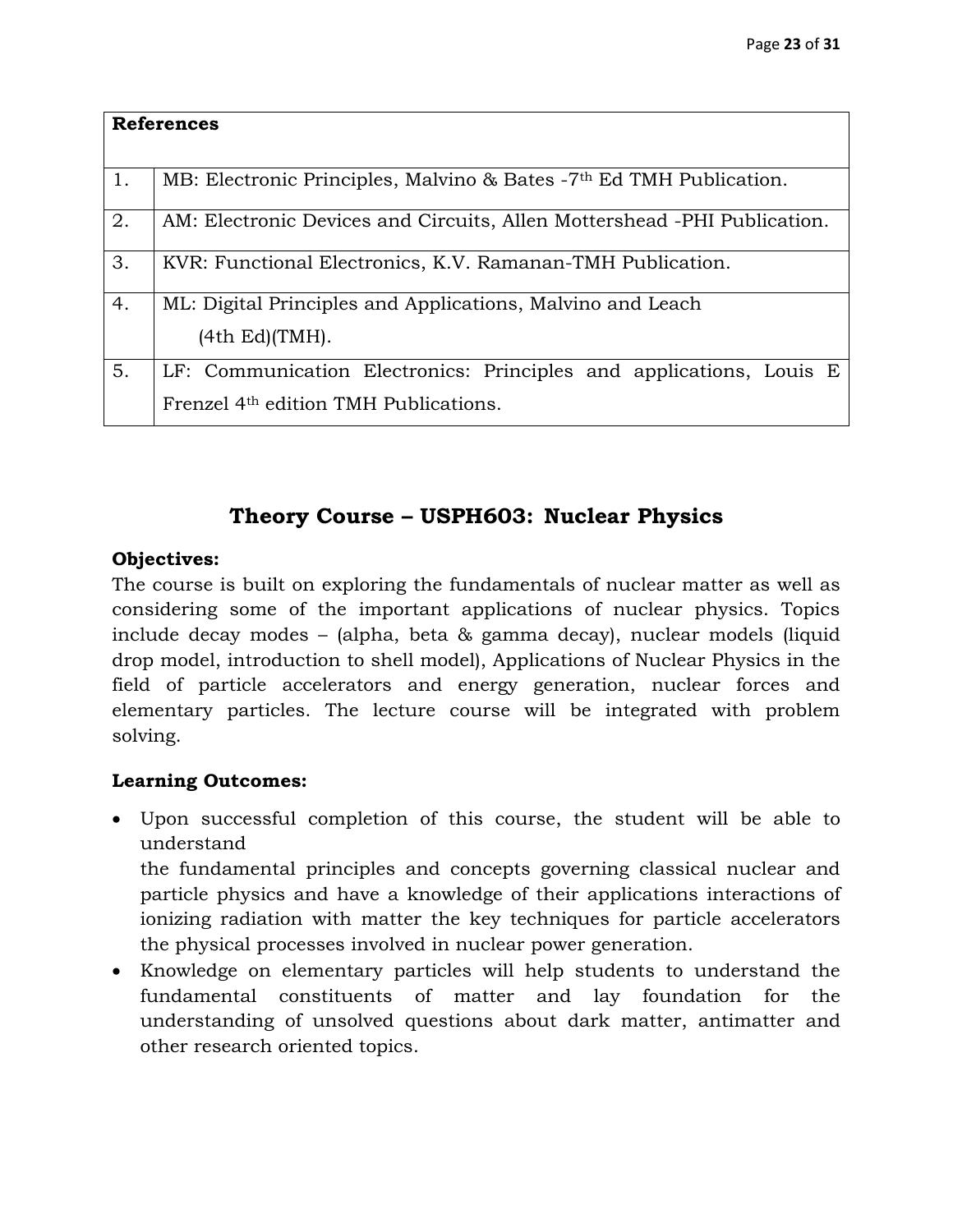| References | |
|---|---|
| 1. | MB: Electronic Principles, Malvino & Bates -7th Ed TMH Publication. |
| 2. | AM: Electronic Devices and Circuits, Allen Mottershead -PHI Publication. |
| 3. | KVR: Functional Electronics, K.V. Ramanan-TMH Publication. |
| 4. | ML: Digital Principles and Applications, Malvino and Leach (4th Ed)(TMH). |
| 5. | LF: Communication Electronics: Principles and applications, Louis E Frenzel 4th edition TMH Publications. |

## Theory Course – USPH603: Nuclear Physics

**Objectives:**

The course is built on exploring the fundamentals of nuclear matter as well as considering some of the important applications of nuclear physics. Topics include decay modes – (alpha, beta & gamma decay), nuclear models (liquid drop model, introduction to shell model), Applications of Nuclear Physics in the field of particle accelerators and energy generation, nuclear forces and elementary particles. The lecture course will be integrated with problem solving.

**Learning Outcomes:**

- Upon successful completion of this course, the student will be able to understand
  the fundamental principles and concepts governing classical nuclear and particle physics and have a knowledge of their applications interactions of ionizing radiation with matter the key techniques for particle accelerators the physical processes involved in nuclear power generation.
- Knowledge on elementary particles will help students to understand the fundamental constituents of matter and lay foundation for the understanding of unsolved questions about dark matter, antimatter and other research oriented topics.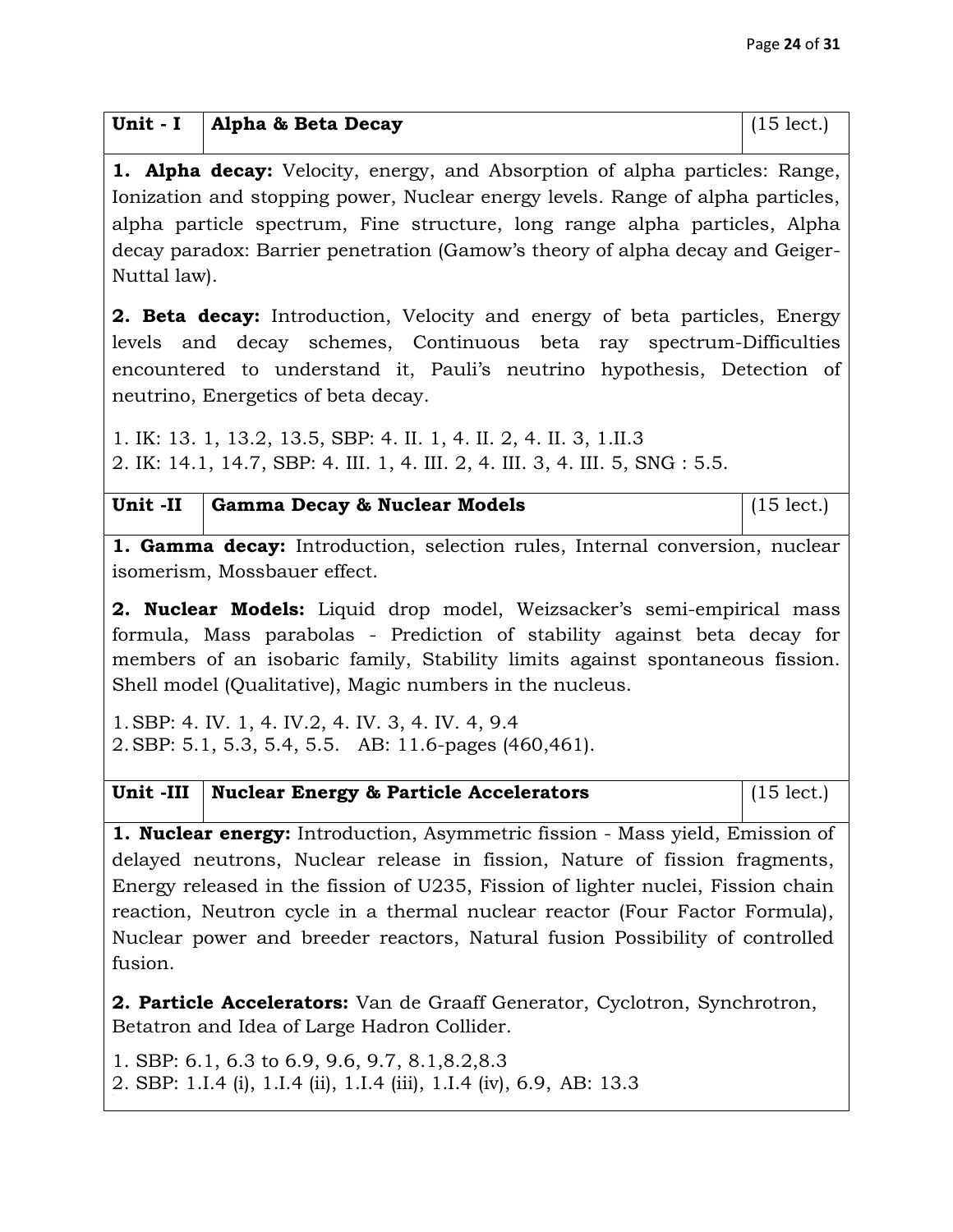| Unit - I | Alpha & Beta Decay | (15 lect.) |
|---|---|---|

**1. Alpha decay:** Velocity, energy, and Absorption of alpha particles: Range, Ionization and stopping power, Nuclear energy levels. Range of alpha particles, alpha particle spectrum, Fine structure, long range alpha particles, Alpha decay paradox: Barrier penetration (Gamow's theory of alpha decay and Geiger-Nuttal law).

**2. Beta decay:** Introduction, Velocity and energy of beta particles, Energy levels and decay schemes, Continuous beta ray spectrum-Difficulties encountered to understand it, Pauli's neutrino hypothesis, Detection of neutrino, Energetics of beta decay.

1. IK: 13. 1, 13.2, 13.5, SBP: 4. II. 1, 4. II. 2, 4. II. 3, 1.II.3
2. IK: 14.1, 14.7, SBP: 4. III. 1, 4. III. 2, 4. III. 3, 4. III. 5, SNG : 5.5.

| Unit -II | Gamma Decay & Nuclear Models | (15 lect.) |
|---|---|---|

**1. Gamma decay:** Introduction, selection rules, Internal conversion, nuclear isomerism, Mossbauer effect.

**2. Nuclear Models:** Liquid drop model, Weizsacker's semi-empirical mass formula, Mass parabolas - Prediction of stability against beta decay for members of an isobaric family, Stability limits against spontaneous fission. Shell model (Qualitative), Magic numbers in the nucleus.

1. SBP: 4. IV. 1, 4. IV.2, 4. IV. 3, 4. IV. 4, 9.4
2. SBP: 5.1, 5.3, 5.4, 5.5. AB: 11.6-pages (460,461).

| Unit -III | Nuclear Energy & Particle Accelerators | (15 lect.) |
|---|---|---|

**1. Nuclear energy:** Introduction, Asymmetric fission - Mass yield, Emission of delayed neutrons, Nuclear release in fission, Nature of fission fragments, Energy released in the fission of U235, Fission of lighter nuclei, Fission chain reaction, Neutron cycle in a thermal nuclear reactor (Four Factor Formula), Nuclear power and breeder reactors, Natural fusion Possibility of controlled fusion.

**2. Particle Accelerators:** Van de Graaff Generator, Cyclotron, Synchrotron, Betatron and Idea of Large Hadron Collider.

1. SBP: 6.1, 6.3 to 6.9, 9.6, 9.7, 8.1,8.2,8.3
2. SBP: 1.I.4 (i), 1.I.4 (ii), 1.I.4 (iii), 1.I.4 (iv), 6.9, AB: 13.3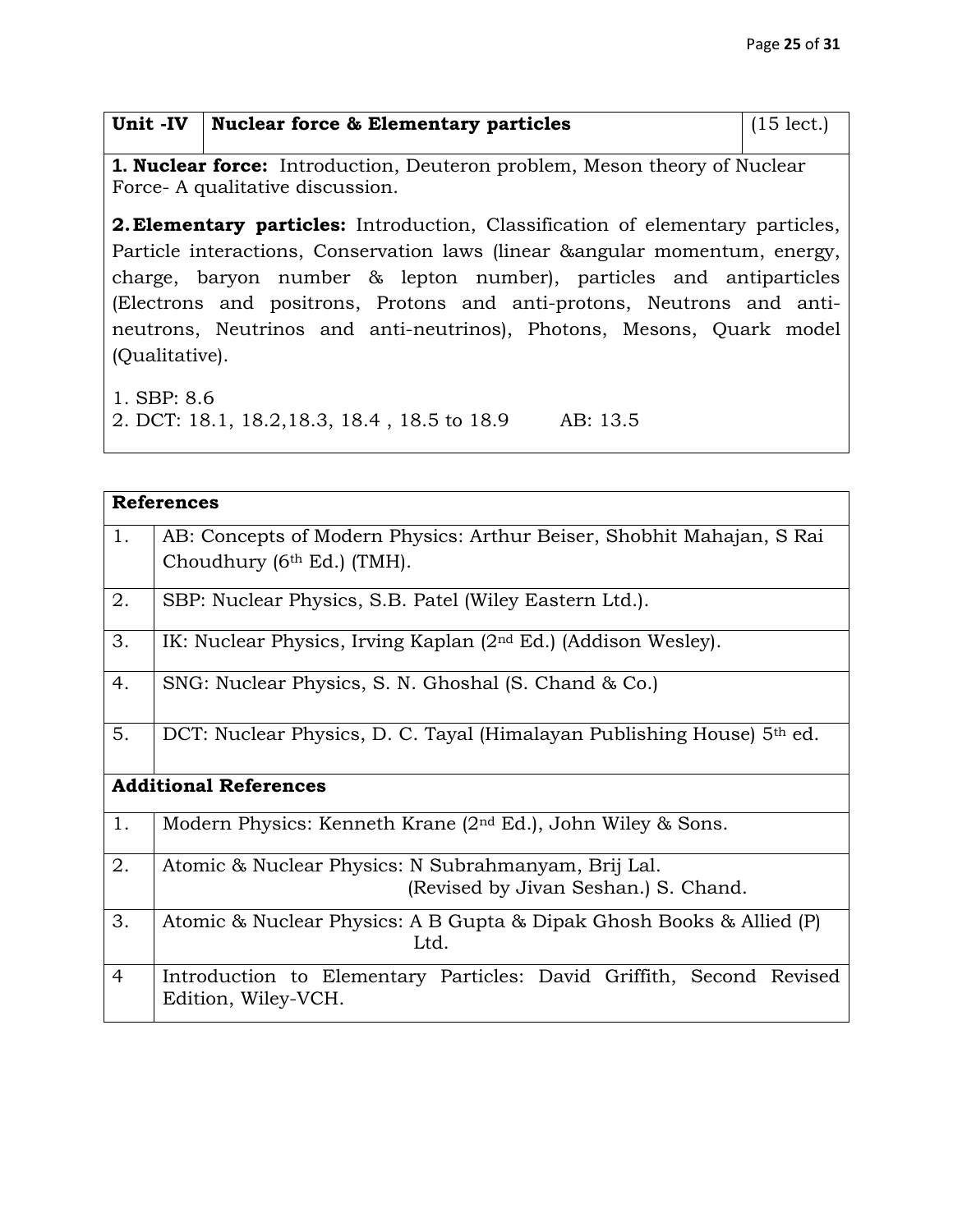| Unit -IV | Nuclear force & Elementary particles | (15 lect.) |
|---|---|---|

**1. Nuclear force:** Introduction, Deuteron problem, Meson theory of Nuclear Force- A qualitative discussion.

**2. Elementary particles:** Introduction, Classification of elementary particles, Particle interactions, Conservation laws (linear &angular momentum, energy, charge, baryon number & lepton number), particles and antiparticles (Electrons and positrons, Protons and anti-protons, Neutrons and anti-neutrons, Neutrinos and anti-neutrinos), Photons, Mesons, Quark model (Qualitative).

1. SBP: 8.6
2. DCT: 18.1, 18.2,18.3, 18.4 , 18.5 to 18.9 AB: 13.5

| **References** | |
|---|---|
| 1. | AB: Concepts of Modern Physics: Arthur Beiser, Shobhit Mahajan, S Rai Choudhury (6th Ed.) (TMH). |
| 2. | SBP: Nuclear Physics, S.B. Patel (Wiley Eastern Ltd.). |
| 3. | IK: Nuclear Physics, Irving Kaplan (2nd Ed.) (Addison Wesley). |
| 4. | SNG: Nuclear Physics, S. N. Ghoshal (S. Chand & Co.) |
| 5. | DCT: Nuclear Physics, D. C. Tayal (Himalayan Publishing House) 5th ed. |
| **Additional References** | |
| 1. | Modern Physics: Kenneth Krane (2nd Ed.), John Wiley & Sons. |
| 2. | Atomic & Nuclear Physics: N Subrahmanyam, Brij Lal. (Revised by Jivan Seshan.) S. Chand. |
| 3. | Atomic & Nuclear Physics: A B Gupta & Dipak Ghosh Books & Allied (P) Ltd. |
| 4 | Introduction to Elementary Particles: David Griffith, Second Revised Edition, Wiley-VCH. |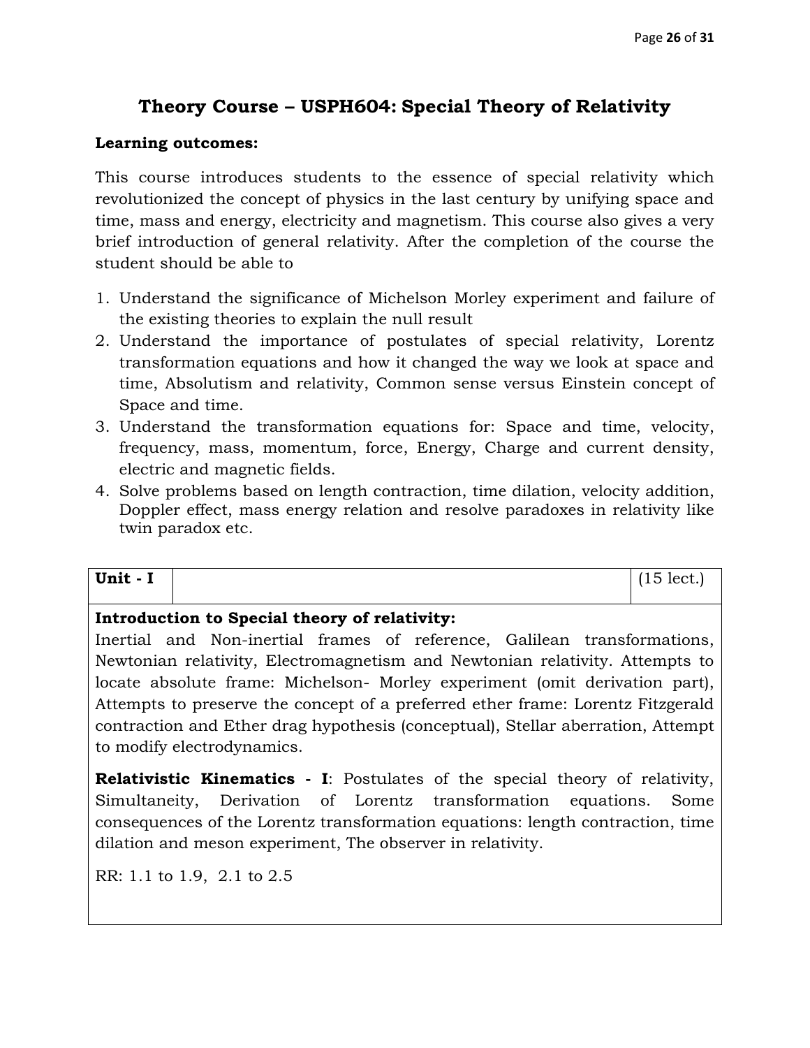## Theory Course – USPH604: Special Theory of Relativity

**Learning outcomes:**

This course introduces students to the essence of special relativity which revolutionized the concept of physics in the last century by unifying space and time, mass and energy, electricity and magnetism. This course also gives a very brief introduction of general relativity. After the completion of the course the student should be able to

1. Understand the significance of Michelson Morley experiment and failure of the existing theories to explain the null result
2. Understand the importance of postulates of special relativity, Lorentz transformation equations and how it changed the way we look at space and time, Absolutism and relativity, Common sense versus Einstein concept of Space and time.
3. Understand the transformation equations for: Space and time, velocity, frequency, mass, momentum, force, Energy, Charge and current density, electric and magnetic fields.
4. Solve problems based on length contraction, time dilation, velocity addition, Doppler effect, mass energy relation and resolve paradoxes in relativity like twin paradox etc.

| Unit - I | | (15 lect.) |
|---|---|---|
| **Introduction to Special theory of relativity:** Inertial and Non-inertial frames of reference, Galilean transformations, Newtonian relativity, Electromagnetism and Newtonian relativity. Attempts to locate absolute frame: Michelson- Morley experiment (omit derivation part), Attempts to preserve the concept of a preferred ether frame: Lorentz Fitzgerald contraction and Ether drag hypothesis (conceptual), Stellar aberration, Attempt to modify electrodynamics. <br><br> **Relativistic Kinematics - I**: Postulates of the special theory of relativity, Simultaneity, Derivation of Lorentz transformation equations. Some consequences of the Lorentz transformation equations: length contraction, time dilation and meson experiment, The observer in relativity. <br><br> RR: 1.1 to 1.9, 2.1 to 2.5 | | |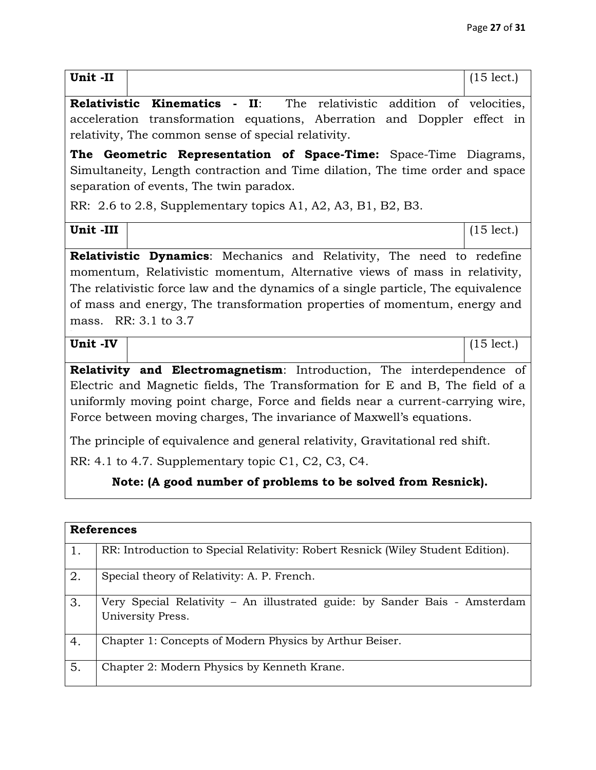| Unit -II | | (15 lect.) |
|---|---|---|

**Relativistic Kinematics - II**: The relativistic addition of velocities, acceleration transformation equations, Aberration and Doppler effect in relativity, The common sense of special relativity.

**The Geometric Representation of Space-Time:** Space-Time Diagrams, Simultaneity, Length contraction and Time dilation, The time order and space separation of events, The twin paradox.

RR: 2.6 to 2.8, Supplementary topics A1, A2, A3, B1, B2, B3.

| Unit -III | | (15 lect.) |
|---|---|---|

**Relativistic Dynamics**: Mechanics and Relativity, The need to redefine momentum, Relativistic momentum, Alternative views of mass in relativity, The relativistic force law and the dynamics of a single particle, The equivalence of mass and energy, The transformation properties of momentum, energy and mass. RR: 3.1 to 3.7

| Unit -IV | | (15 lect.) |
|---|---|---|

**Relativity and Electromagnetism**: Introduction, The interdependence of Electric and Magnetic fields, The Transformation for E and B, The field of a uniformly moving point charge, Force and fields near a current-carrying wire, Force between moving charges, The invariance of Maxwell's equations.

The principle of equivalence and general relativity, Gravitational red shift.

RR: 4.1 to 4.7. Supplementary topic C1, C2, C3, C4.

**Note: (A good number of problems to be solved from Resnick).**

| **References** | |
|---|---|
| 1. | RR: Introduction to Special Relativity: Robert Resnick (Wiley Student Edition). |
| 2. | Special theory of Relativity: A. P. French. |
| 3. | Very Special Relativity – An illustrated guide: by Sander Bais - Amsterdam University Press. |
| 4. | Chapter 1: Concepts of Modern Physics by Arthur Beiser. |
| 5. | Chapter 2: Modern Physics by Kenneth Krane. |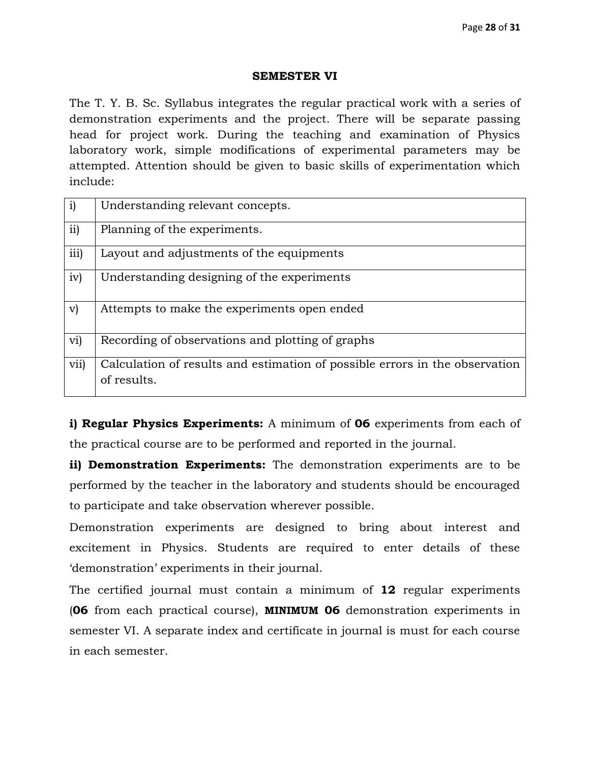## SEMESTER VI

The T. Y. B. Sc. Syllabus integrates the regular practical work with a series of demonstration experiments and the project. There will be separate passing head for project work. During the teaching and examination of Physics laboratory work, simple modifications of experimental parameters may be attempted. Attention should be given to basic skills of experimentation which include:

| | |
|---|---|
| i) | Understanding relevant concepts. |
| ii) | Planning of the experiments. |
| iii) | Layout and adjustments of the equipments |
| iv) | Understanding designing of the experiments |
| v) | Attempts to make the experiments open ended |
| vi) | Recording of observations and plotting of graphs |
| vii) | Calculation of results and estimation of possible errors in the observation of results. |

**i) Regular Physics Experiments:** A minimum of **06** experiments from each of the practical course are to be performed and reported in the journal.

**ii) Demonstration Experiments:** The demonstration experiments are to be performed by the teacher in the laboratory and students should be encouraged to participate and take observation wherever possible.

Demonstration experiments are designed to bring about interest and excitement in Physics. Students are required to enter details of these 'demonstration' experiments in their journal.

The certified journal must contain a minimum of **12** regular experiments (**06** from each practical course), **MINIMUM 06** demonstration experiments in semester VI. A separate index and certificate in journal is must for each course in each semester.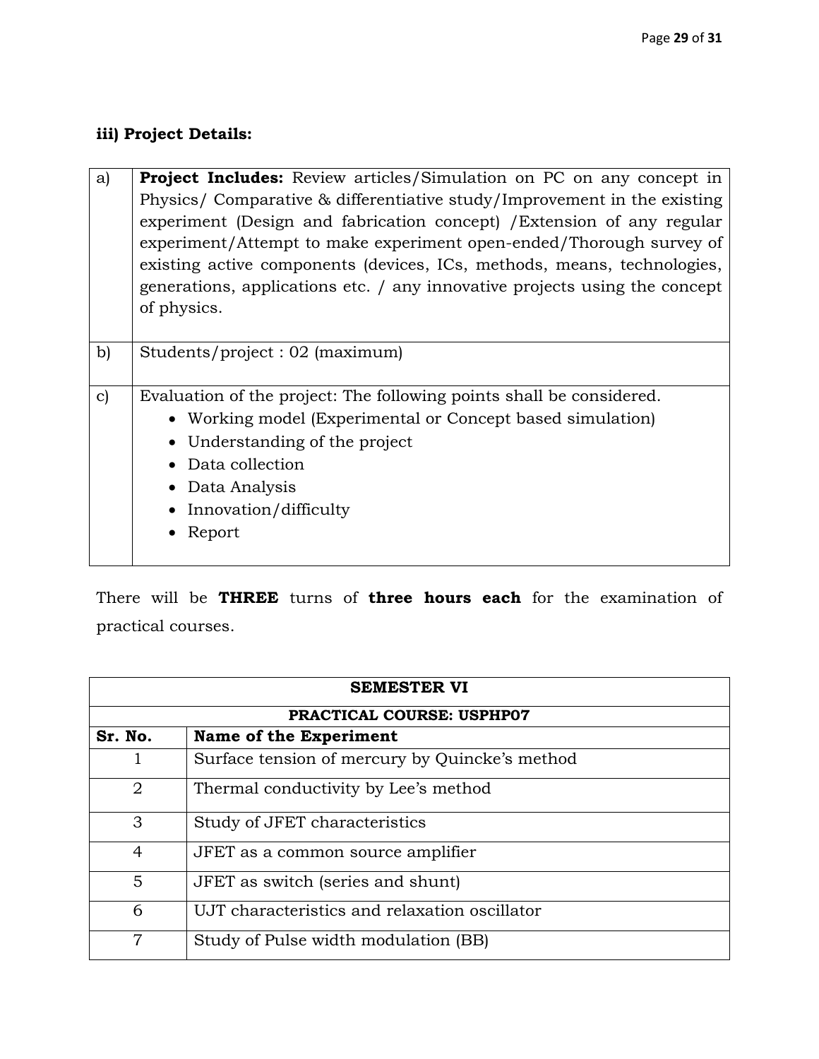### iii) Project Details:

| | |
|---|---|
| a) | **Project Includes:** Review articles/Simulation on PC on any concept in Physics/ Comparative & differentiative study/Improvement in the existing experiment (Design and fabrication concept) /Extension of any regular experiment/Attempt to make experiment open-ended/Thorough survey of existing active components (devices, ICs, methods, means, technologies, generations, applications etc. / any innovative projects using the concept of physics. |
| b) | Students/project : 02 (maximum) |
| c) | Evaluation of the project: The following points shall be considered.<br>• Working model (Experimental or Concept based simulation)<br>• Understanding of the project<br>• Data collection<br>• Data Analysis<br>• Innovation/difficulty<br>• Report |

There will be **THREE** turns of **three hours each** for the examination of practical courses.

| **SEMESTER VI** | |
|---|---|
| **PRACTICAL COURSE: USPHP07** | |
| **Sr. No.** | **Name of the Experiment** |
| 1 | Surface tension of mercury by Quincke's method |
| 2 | Thermal conductivity by Lee's method |
| 3 | Study of JFET characteristics |
| 4 | JFET as a common source amplifier |
| 5 | JFET as switch (series and shunt) |
| 6 | UJT characteristics and relaxation oscillator |
| 7 | Study of Pulse width modulation (BB) |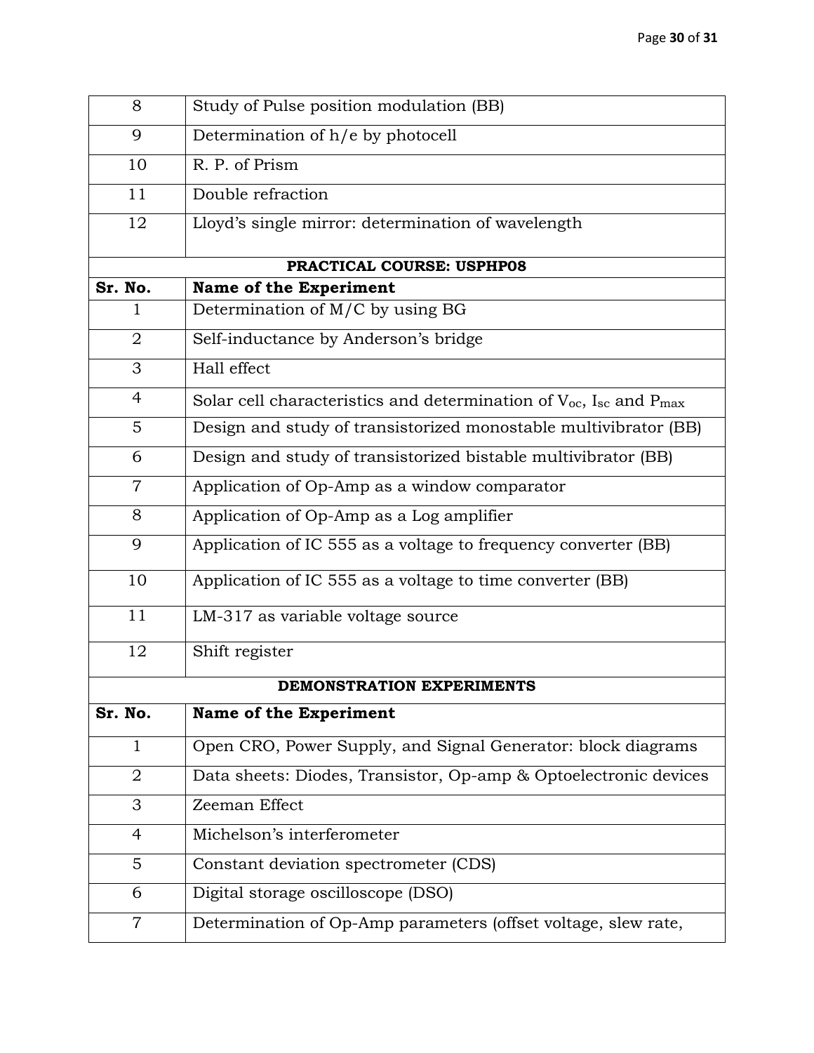| | |
|---|---|
| 8 | Study of Pulse position modulation (BB) |
| 9 | Determination of h/e by photocell |
| 10 | R. P. of Prism |
| 11 | Double refraction |
| 12 | Lloyd's single mirror: determination of wavelength |
| **PRACTICAL COURSE: USPHP08** | |
| **Sr. No.** | **Name of the Experiment** |
| 1 | Determination of M/C by using BG |
| 2 | Self-inductance by Anderson's bridge |
| 3 | Hall effect |
| 4 | Solar cell characteristics and determination of $V_{oc}$, $I_{sc}$ and $P_{max}$ |
| 5 | Design and study of transistorized monostable multivibrator (BB) |
| 6 | Design and study of transistorized bistable multivibrator (BB) |
| 7 | Application of Op-Amp as a window comparator |
| 8 | Application of Op-Amp as a Log amplifier |
| 9 | Application of IC 555 as a voltage to frequency converter (BB) |
| 10 | Application of IC 555 as a voltage to time converter (BB) |
| 11 | LM-317 as variable voltage source |
| 12 | Shift register |
| **DEMONSTRATION EXPERIMENTS** | |
| **Sr. No.** | **Name of the Experiment** |
| 1 | Open CRO, Power Supply, and Signal Generator: block diagrams |
| 2 | Data sheets: Diodes, Transistor, Op-amp & Optoelectronic devices |
| 3 | Zeeman Effect |
| 4 | Michelson's interferometer |
| 5 | Constant deviation spectrometer (CDS) |
| 6 | Digital storage oscilloscope (DSO) |
| 7 | Determination of Op-Amp parameters (offset voltage, slew rate, |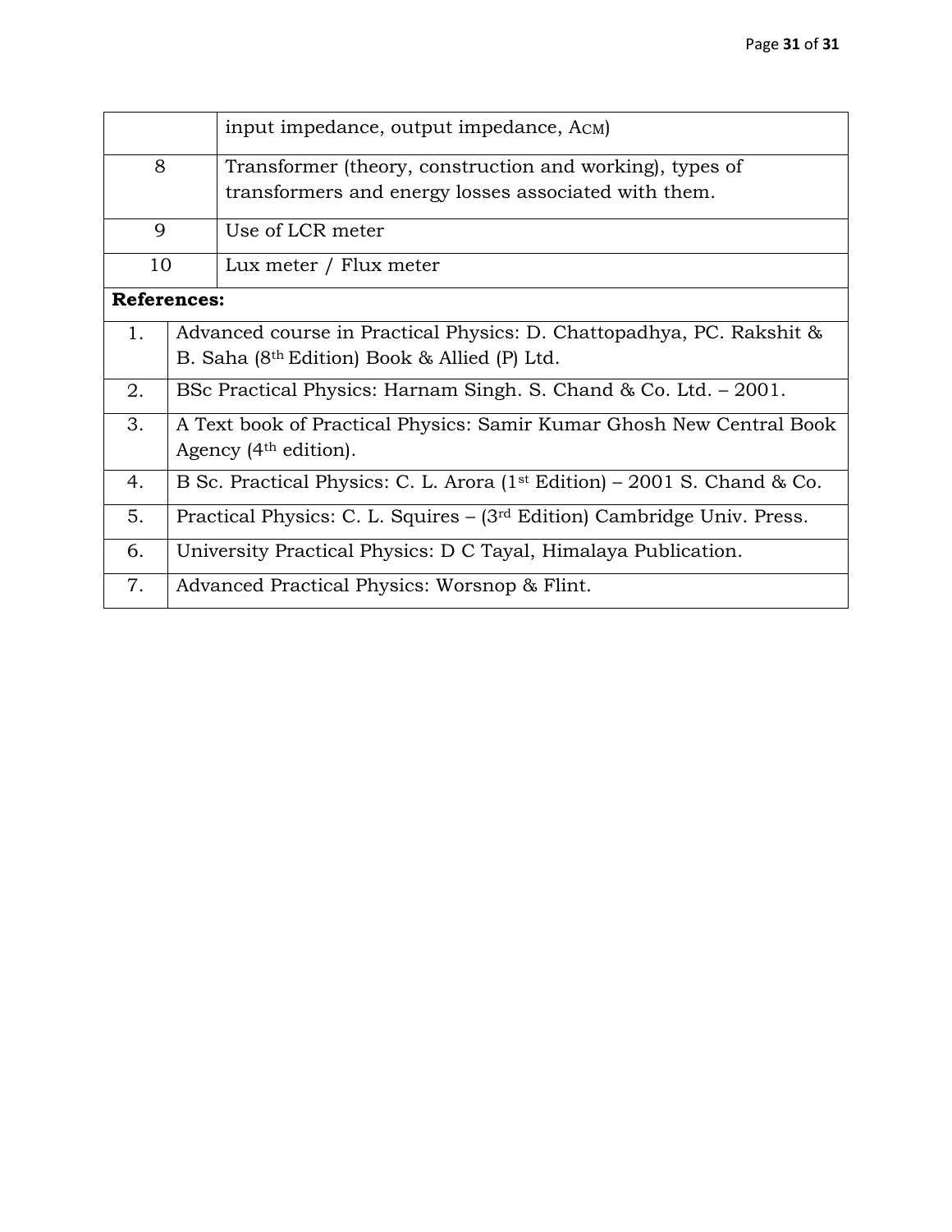| | |
|---|---|
| | input impedance, output impedance, $A_{CM}$) |
| 8 | Transformer (theory, construction and working), types of transformers and energy losses associated with them. |
| 9 | Use of LCR meter |
| 10 | Lux meter / Flux meter |

**References:**

| | |
|---|---|
| 1. | Advanced course in Practical Physics: D. Chattopadhya, PC. Rakshit & B. Saha (8th Edition) Book & Allied (P) Ltd. |
| 2. | BSc Practical Physics: Harnam Singh. S. Chand & Co. Ltd. – 2001. |
| 3. | A Text book of Practical Physics: Samir Kumar Ghosh New Central Book Agency (4th edition). |
| 4. | B Sc. Practical Physics: C. L. Arora (1st Edition) – 2001 S. Chand & Co. |
| 5. | Practical Physics: C. L. Squires – (3rd Edition) Cambridge Univ. Press. |
| 6. | University Practical Physics: D C Tayal, Himalaya Publication. |
| 7. | Advanced Practical Physics: Worsnop & Flint. |